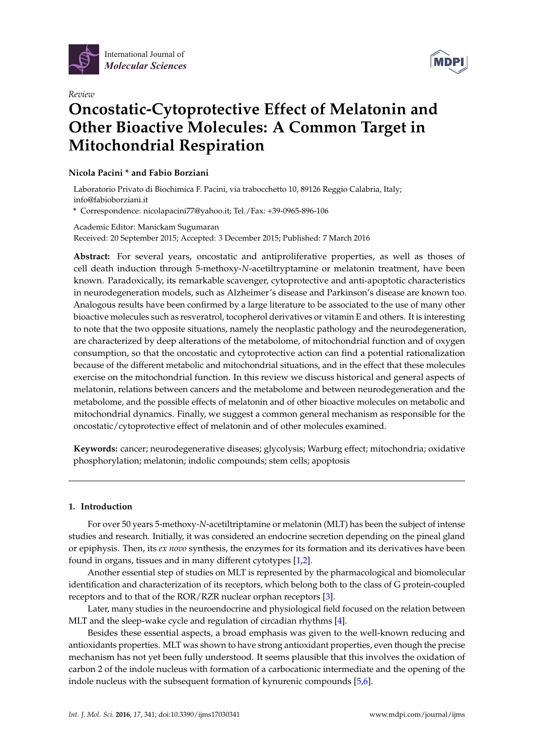*Review*

# Oncostatic-Cytoprotective Effect of Melatonin and Other Bioactive Molecules: A Common Target in Mitochondrial Respiration

**Nicola Pacini * and Fabio Borziani**

Laboratorio Privato di Biochimica F. Pacini, via trabocchetto 10, 89126 Reggio Calabria, Italy; info@fabioborziani.it

\* Correspondence: nicolapacini77@yahoo.it; Tel./Fax: +39-0965-896-106

Academic Editor: Manickam Sugumaran

Received: 20 September 2015; Accepted: 3 December 2015; Published: 7 March 2016

**Abstract:** For several years, oncostatic and antiproliferative properties, as well as thoses of cell death induction through 5-methoxy-*N*-acetiltryptamine or melatonin treatment, have been known. Paradoxically, its remarkable scavenger, cytoprotective and anti-apoptotic characteristics in neurodegeneration models, such as Alzheimer's disease and Parkinson's disease are known too. Analogous results have been confirmed by a large literature to be associated to the use of many other bioactive molecules such as resveratrol, tocopherol derivatives or vitamin E and others. It is interesting to note that the two opposite situations, namely the neoplastic pathology and the neurodegeneration, are characterized by deep alterations of the metabolome, of mitochondrial function and of oxygen consumption, so that the oncostatic and cytoprotective action can find a potential rationalization because of the different metabolic and mitochondrial situations, and in the effect that these molecules exercise on the mitochondrial function. In this review we discuss historical and general aspects of melatonin, relations between cancers and the metabolome and between neurodegeneration and the metabolome, and the possible effects of melatonin and of other bioactive molecules on metabolic and mitochondrial dynamics. Finally, we suggest a common general mechanism as responsible for the oncostatic/cytoprotective effect of melatonin and of other molecules examined.

**Keywords:** cancer; neurodegenerative diseases; glycolysis; Warburg effect; mitochondria; oxidative phosphorylation; melatonin; indolic compounds; stem cells; apoptosis

## 1. Introduction

For over 50 years 5-methoxy-*N*-acetiltriptamine or melatonin (MLT) has been the subject of intense studies and research. Initially, it was considered an endocrine secretion depending on the pineal gland or epiphysis. Then, its *ex novo* synthesis, the enzymes for its formation and its derivatives have been found in organs, tissues and in many different cytotypes [1,2].

Another essential step of studies on MLT is represented by the pharmacological and biomolecular identification and characterization of its receptors, which belong both to the class of G protein-coupled receptors and to that of the ROR/RZR nuclear orphan receptors [3].

Later, many studies in the neuroendocrine and physiological field focused on the relation between MLT and the sleep-wake cycle and regulation of circadian rhythms [4].

Besides these essential aspects, a broad emphasis was given to the well-known reducing and antioxidants properties. MLT was shown to have strong antioxidant properties, even though the precise mechanism has not yet been fully understood. It seems plausible that this involves the oxidation of carbon 2 of the indole nucleus with formation of a carbocationic intermediate and the opening of the indole nucleus with the subsequent formation of kynurenic compounds [5,6].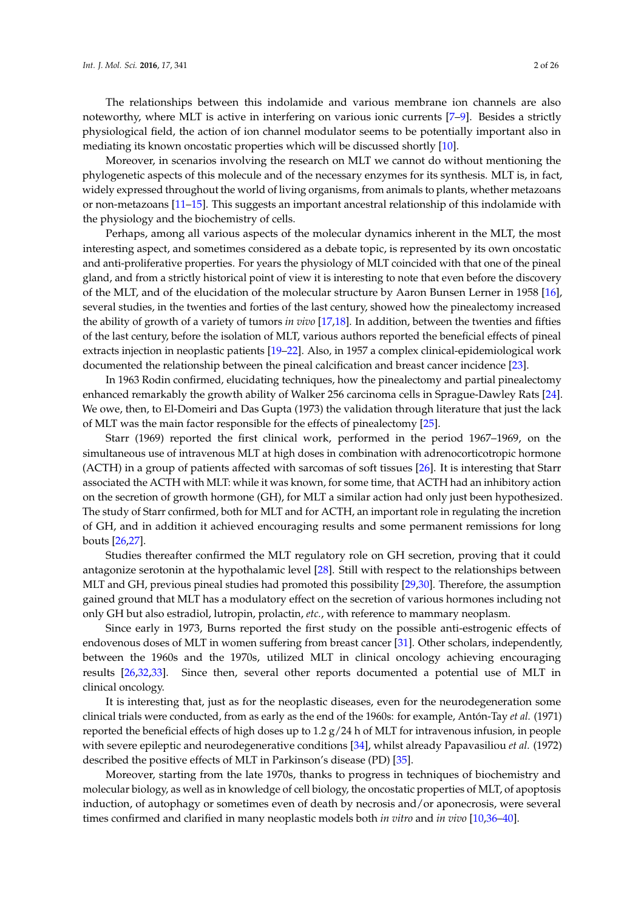The relationships between this indolamide and various membrane ion channels are also noteworthy, where MLT is active in interfering on various ionic currents [7–9]. Besides a strictly physiological field, the action of ion channel modulator seems to be potentially important also in mediating its known oncostatic properties which will be discussed shortly [10].

Moreover, in scenarios involving the research on MLT we cannot do without mentioning the phylogenetic aspects of this molecule and of the necessary enzymes for its synthesis. MLT is, in fact, widely expressed throughout the world of living organisms, from animals to plants, whether metazoans or non-metazoans [11–15]. This suggests an important ancestral relationship of this indolamide with the physiology and the biochemistry of cells.

Perhaps, among all various aspects of the molecular dynamics inherent in the MLT, the most interesting aspect, and sometimes considered as a debate topic, is represented by its own oncostatic and anti-proliferative properties. For years the physiology of MLT coincided with that one of the pineal gland, and from a strictly historical point of view it is interesting to note that even before the discovery of the MLT, and of the elucidation of the molecular structure by Aaron Bunsen Lerner in 1958 [16], several studies, in the twenties and forties of the last century, showed how the pinealectomy increased the ability of growth of a variety of tumors *in vivo* [17,18]. In addition, between the twenties and fifties of the last century, before the isolation of MLT, various authors reported the beneficial effects of pineal extracts injection in neoplastic patients [19–22]. Also, in 1957 a complex clinical-epidemiological work documented the relationship between the pineal calcification and breast cancer incidence [23].

In 1963 Rodin confirmed, elucidating techniques, how the pinealectomy and partial pinealectomy enhanced remarkably the growth ability of Walker 256 carcinoma cells in Sprague-Dawley Rats [24]. We owe, then, to El-Domeiri and Das Gupta (1973) the validation through literature that just the lack of MLT was the main factor responsible for the effects of pinealectomy [25].

Starr (1969) reported the first clinical work, performed in the period 1967–1969, on the simultaneous use of intravenous MLT at high doses in combination with adrenocorticotropic hormone (ACTH) in a group of patients affected with sarcomas of soft tissues [26]. It is interesting that Starr associated the ACTH with MLT: while it was known, for some time, that ACTH had an inhibitory action on the secretion of growth hormone (GH), for MLT a similar action had only just been hypothesized. The study of Starr confirmed, both for MLT and for ACTH, an important role in regulating the incretion of GH, and in addition it achieved encouraging results and some permanent remissions for long bouts [26,27].

Studies thereafter confirmed the MLT regulatory role on GH secretion, proving that it could antagonize serotonin at the hypothalamic level [28]. Still with respect to the relationships between MLT and GH, previous pineal studies had promoted this possibility [29,30]. Therefore, the assumption gained ground that MLT has a modulatory effect on the secretion of various hormones including not only GH but also estradiol, lutropin, prolactin, *etc.*, with reference to mammary neoplasm.

Since early in 1973, Burns reported the first study on the possible anti-estrogenic effects of endovenous doses of MLT in women suffering from breast cancer [31]. Other scholars, independently, between the 1960s and the 1970s, utilized MLT in clinical oncology achieving encouraging results [26,32,33]. Since then, several other reports documented a potential use of MLT in clinical oncology.

It is interesting that, just as for the neoplastic diseases, even for the neurodegeneration some clinical trials were conducted, from as early as the end of the 1960s: for example, Antón-Tay *et al.* (1971) reported the beneficial effects of high doses up to 1.2 g/24 h of MLT for intravenous infusion, in people with severe epileptic and neurodegenerative conditions [34], whilst already Papavasiliou *et al.* (1972) described the positive effects of MLT in Parkinson's disease (PD) [35].

Moreover, starting from the late 1970s, thanks to progress in techniques of biochemistry and molecular biology, as well as in knowledge of cell biology, the oncostatic properties of MLT, of apoptosis induction, of autophagy or sometimes even of death by necrosis and/or aponecrosis, were several times confirmed and clarified in many neoplastic models both *in vitro* and *in vivo* [10,36–40].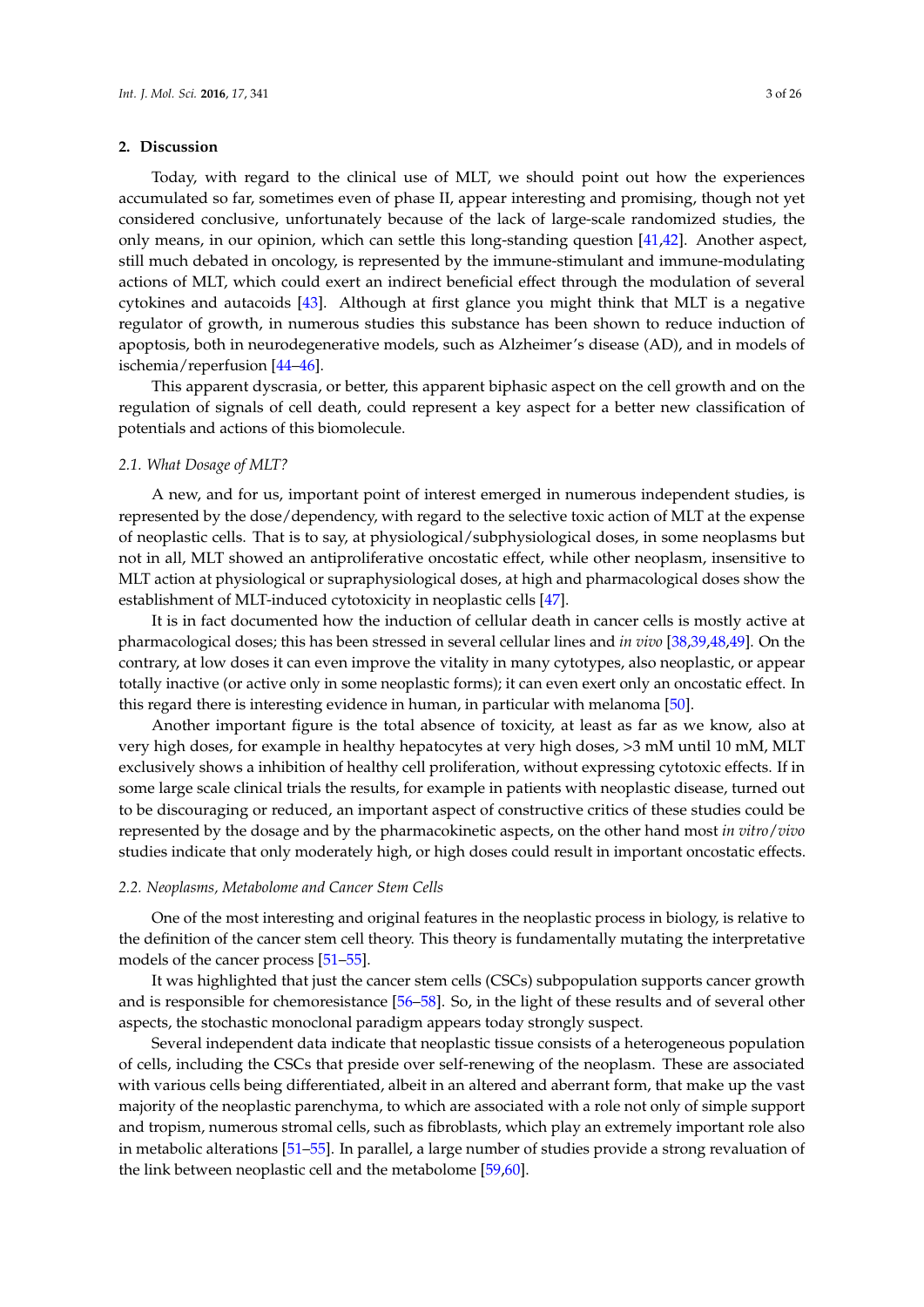## 2. Discussion

Today, with regard to the clinical use of MLT, we should point out how the experiences accumulated so far, sometimes even of phase II, appear interesting and promising, though not yet considered conclusive, unfortunately because of the lack of large-scale randomized studies, the only means, in our opinion, which can settle this long-standing question [41,42]. Another aspect, still much debated in oncology, is represented by the immune-stimulant and immune-modulating actions of MLT, which could exert an indirect beneficial effect through the modulation of several cytokines and autacoids [43]. Although at first glance you might think that MLT is a negative regulator of growth, in numerous studies this substance has been shown to reduce induction of apoptosis, both in neurodegenerative models, such as Alzheimer's disease (AD), and in models of ischemia/reperfusion [44–46].

This apparent dyscrasia, or better, this apparent biphasic aspect on the cell growth and on the regulation of signals of cell death, could represent a key aspect for a better new classification of potentials and actions of this biomolecule.

### 2.1. What Dosage of MLT?

A new, and for us, important point of interest emerged in numerous independent studies, is represented by the dose/dependency, with regard to the selective toxic action of MLT at the expense of neoplastic cells. That is to say, at physiological/subphysiological doses, in some neoplasms but not in all, MLT showed an antiproliferative oncostatic effect, while other neoplasm, insensitive to MLT action at physiological or supraphysiological doses, at high and pharmacological doses show the establishment of MLT-induced cytotoxicity in neoplastic cells [47].

It is in fact documented how the induction of cellular death in cancer cells is mostly active at pharmacological doses; this has been stressed in several cellular lines and *in vivo* [38,39,48,49]. On the contrary, at low doses it can even improve the vitality in many cytotypes, also neoplastic, or appear totally inactive (or active only in some neoplastic forms); it can even exert only an oncostatic effect. In this regard there is interesting evidence in human, in particular with melanoma [50].

Another important figure is the total absence of toxicity, at least as far as we know, also at very high doses, for example in healthy hepatocytes at very high doses, >3 mM until 10 mM, MLT exclusively shows a inhibition of healthy cell proliferation, without expressing cytotoxic effects. If in some large scale clinical trials the results, for example in patients with neoplastic disease, turned out to be discouraging or reduced, an important aspect of constructive critics of these studies could be represented by the dosage and by the pharmacokinetic aspects, on the other hand most *in vitro/vivo* studies indicate that only moderately high, or high doses could result in important oncostatic effects.

### 2.2. Neoplasms, Metabolome and Cancer Stem Cells

One of the most interesting and original features in the neoplastic process in biology, is relative to the definition of the cancer stem cell theory. This theory is fundamentally mutating the interpretative models of the cancer process [51–55].

It was highlighted that just the cancer stem cells (CSCs) subpopulation supports cancer growth and is responsible for chemoresistance [56–58]. So, in the light of these results and of several other aspects, the stochastic monoclonal paradigm appears today strongly suspect.

Several independent data indicate that neoplastic tissue consists of a heterogeneous population of cells, including the CSCs that preside over self-renewing of the neoplasm. These are associated with various cells being differentiated, albeit in an altered and aberrant form, that make up the vast majority of the neoplastic parenchyma, to which are associated with a role not only of simple support and tropism, numerous stromal cells, such as fibroblasts, which play an extremely important role also in metabolic alterations [51–55]. In parallel, a large number of studies provide a strong revaluation of the link between neoplastic cell and the metabolome [59,60].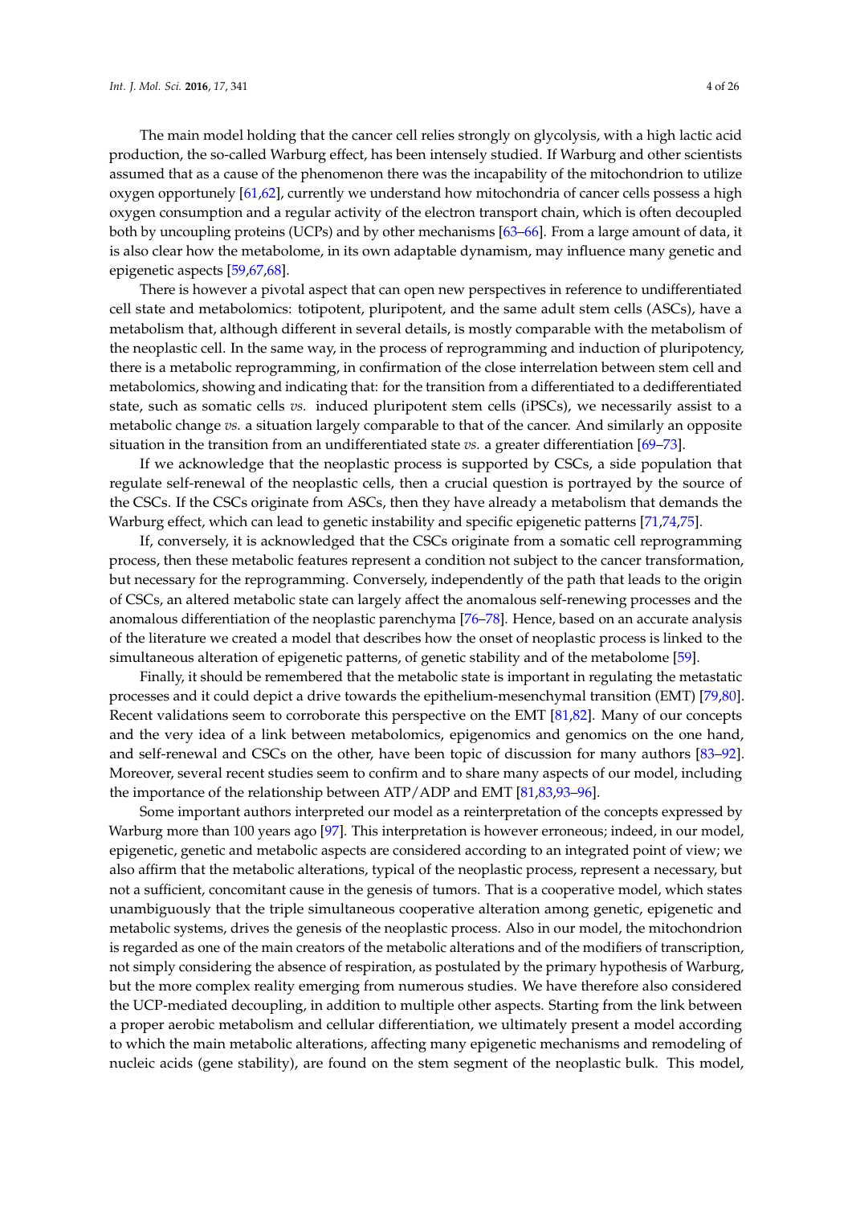The main model holding that the cancer cell relies strongly on glycolysis, with a high lactic acid production, the so-called Warburg effect, has been intensely studied. If Warburg and other scientists assumed that as a cause of the phenomenon there was the incapability of the mitochondrion to utilize oxygen opportunely [61,62], currently we understand how mitochondria of cancer cells possess a high oxygen consumption and a regular activity of the electron transport chain, which is often decoupled both by uncoupling proteins (UCPs) and by other mechanisms [63–66]. From a large amount of data, it is also clear how the metabolome, in its own adaptable dynamism, may influence many genetic and epigenetic aspects [59,67,68].

There is however a pivotal aspect that can open new perspectives in reference to undifferentiated cell state and metabolomics: totipotent, pluripotent, and the same adult stem cells (ASCs), have a metabolism that, although different in several details, is mostly comparable with the metabolism of the neoplastic cell. In the same way, in the process of reprogramming and induction of pluripotency, there is a metabolic reprogramming, in confirmation of the close interrelation between stem cell and metabolomics, showing and indicating that: for the transition from a differentiated to a dedifferentiated state, such as somatic cells *vs.* induced pluripotent stem cells (iPSCs), we necessarily assist to a metabolic change *vs.* a situation largely comparable to that of the cancer. And similarly an opposite situation in the transition from an undifferentiated state *vs.* a greater differentiation [69–73].

If we acknowledge that the neoplastic process is supported by CSCs, a side population that regulate self-renewal of the neoplastic cells, then a crucial question is portrayed by the source of the CSCs. If the CSCs originate from ASCs, then they have already a metabolism that demands the Warburg effect, which can lead to genetic instability and specific epigenetic patterns [71,74,75].

If, conversely, it is acknowledged that the CSCs originate from a somatic cell reprogramming process, then these metabolic features represent a condition not subject to the cancer transformation, but necessary for the reprogramming. Conversely, independently of the path that leads to the origin of CSCs, an altered metabolic state can largely affect the anomalous self-renewing processes and the anomalous differentiation of the neoplastic parenchyma [76–78]. Hence, based on an accurate analysis of the literature we created a model that describes how the onset of neoplastic process is linked to the simultaneous alteration of epigenetic patterns, of genetic stability and of the metabolome [59].

Finally, it should be remembered that the metabolic state is important in regulating the metastatic processes and it could depict a drive towards the epithelium-mesenchymal transition (EMT) [79,80]. Recent validations seem to corroborate this perspective on the EMT [81,82]. Many of our concepts and the very idea of a link between metabolomics, epigenomics and genomics on the one hand, and self-renewal and CSCs on the other, have been topic of discussion for many authors [83–92]. Moreover, several recent studies seem to confirm and to share many aspects of our model, including the importance of the relationship between ATP/ADP and EMT [81,83,93–96].

Some important authors interpreted our model as a reinterpretation of the concepts expressed by Warburg more than 100 years ago [97]. This interpretation is however erroneous; indeed, in our model, epigenetic, genetic and metabolic aspects are considered according to an integrated point of view; we also affirm that the metabolic alterations, typical of the neoplastic process, represent a necessary, but not a sufficient, concomitant cause in the genesis of tumors. That is a cooperative model, which states unambiguously that the triple simultaneous cooperative alteration among genetic, epigenetic and metabolic systems, drives the genesis of the neoplastic process. Also in our model, the mitochondrion is regarded as one of the main creators of the metabolic alterations and of the modifiers of transcription, not simply considering the absence of respiration, as postulated by the primary hypothesis of Warburg, but the more complex reality emerging from numerous studies. We have therefore also considered the UCP-mediated decoupling, in addition to multiple other aspects. Starting from the link between a proper aerobic metabolism and cellular differentiation, we ultimately present a model according to which the main metabolic alterations, affecting many epigenetic mechanisms and remodeling of nucleic acids (gene stability), are found on the stem segment of the neoplastic bulk. This model,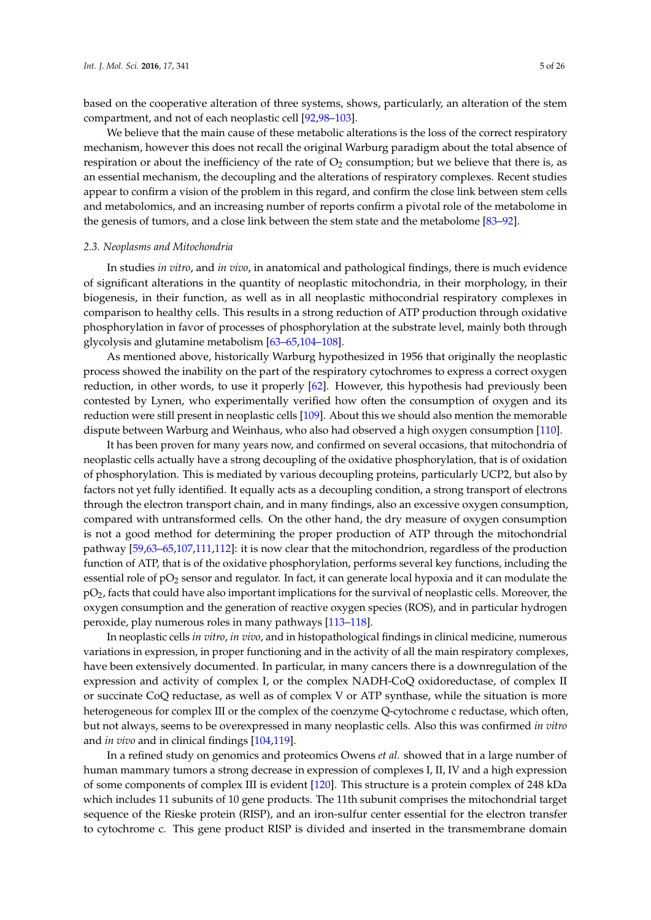based on the cooperative alteration of three systems, shows, particularly, an alteration of the stem compartment, and not of each neoplastic cell [92,98–103].

We believe that the main cause of these metabolic alterations is the loss of the correct respiratory mechanism, however this does not recall the original Warburg paradigm about the total absence of respiration or about the inefficiency of the rate of $O_2$ consumption; but we believe that there is, as an essential mechanism, the decoupling and the alterations of respiratory complexes. Recent studies appear to confirm a vision of the problem in this regard, and confirm the close link between stem cells and metabolomics, and an increasing number of reports confirm a pivotal role of the metabolome in the genesis of tumors, and a close link between the stem state and the metabolome [83–92].

### 2.3. Neoplasms and Mitochondria

In studies *in vitro*, and *in vivo*, in anatomical and pathological findings, there is much evidence of significant alterations in the quantity of neoplastic mitochondria, in their morphology, in their biogenesis, in their function, as well as in all neoplastic mithocondrial respiratory complexes in comparison to healthy cells. This results in a strong reduction of ATP production through oxidative phosphorylation in favor of processes of phosphorylation at the substrate level, mainly both through glycolysis and glutamine metabolism [63–65,104–108].

As mentioned above, historically Warburg hypothesized in 1956 that originally the neoplastic process showed the inability on the part of the respiratory cytochromes to express a correct oxygen reduction, in other words, to use it properly [62]. However, this hypothesis had previously been contested by Lynen, who experimentally verified how often the consumption of oxygen and its reduction were still present in neoplastic cells [109]. About this we should also mention the memorable dispute between Warburg and Weinhaus, who also had observed a high oxygen consumption [110].

It has been proven for many years now, and confirmed on several occasions, that mitochondria of neoplastic cells actually have a strong decoupling of the oxidative phosphorylation, that is of oxidation of phosphorylation. This is mediated by various decoupling proteins, particularly UCP2, but also by factors not yet fully identified. It equally acts as a decoupling condition, a strong transport of electrons through the electron transport chain, and in many findings, also an excessive oxygen consumption, compared with untransformed cells. On the other hand, the dry measure of oxygen consumption is not a good method for determining the proper production of ATP through the mitochondrial pathway [59,63–65,107,111,112]: it is now clear that the mitochondrion, regardless of the production function of ATP, that is of the oxidative phosphorylation, performs several key functions, including the essential role of $pO_2$ sensor and regulator. In fact, it can generate local hypoxia and it can modulate the $pO_2$, facts that could have also important implications for the survival of neoplastic cells. Moreover, the oxygen consumption and the generation of reactive oxygen species (ROS), and in particular hydrogen peroxide, play numerous roles in many pathways [113–118].

In neoplastic cells *in vitro*, *in vivo*, and in histopathological findings in clinical medicine, numerous variations in expression, in proper functioning and in the activity of all the main respiratory complexes, have been extensively documented. In particular, in many cancers there is a downregulation of the expression and activity of complex I, or the complex NADH-CoQ oxidoreductase, of complex II or succinate CoQ reductase, as well as of complex V or ATP synthase, while the situation is more heterogeneous for complex III or the complex of the coenzyme Q-cytochrome c reductase, which often, but not always, seems to be overexpressed in many neoplastic cells. Also this was confirmed *in vitro* and *in vivo* and in clinical findings [104,119].

In a refined study on genomics and proteomics Owens *et al.* showed that in a large number of human mammary tumors a strong decrease in expression of complexes I, II, IV and a high expression of some components of complex III is evident [120]. This structure is a protein complex of 248 kDa which includes 11 subunits of 10 gene products. The 11th subunit comprises the mitochondrial target sequence of the Rieske protein (RISP), and an iron-sulfur center essential for the electron transfer to cytochrome c. This gene product RISP is divided and inserted in the transmembrane domain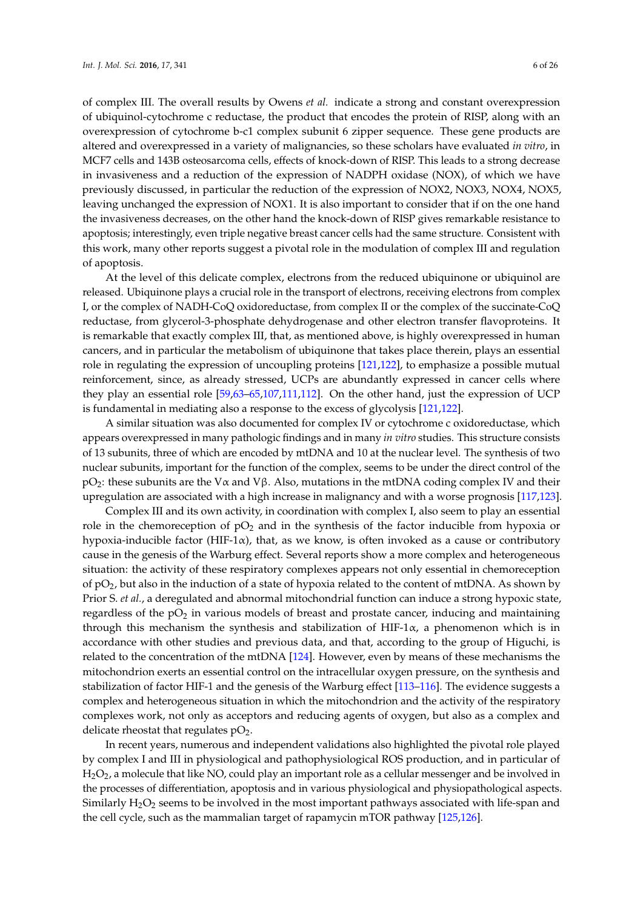of complex III. The overall results by Owens *et al.* indicate a strong and constant overexpression of ubiquinol-cytochrome c reductase, the product that encodes the protein of RISP, along with an overexpression of cytochrome b-c1 complex subunit 6 zipper sequence. These gene products are altered and overexpressed in a variety of malignancies, so these scholars have evaluated *in vitro*, in MCF7 cells and 143B osteosarcoma cells, effects of knock-down of RISP. This leads to a strong decrease in invasiveness and a reduction of the expression of NADPH oxidase (NOX), of which we have previously discussed, in particular the reduction of the expression of NOX2, NOX3, NOX4, NOX5, leaving unchanged the expression of NOX1. It is also important to consider that if on the one hand the invasiveness decreases, on the other hand the knock-down of RISP gives remarkable resistance to apoptosis; interestingly, even triple negative breast cancer cells had the same structure. Consistent with this work, many other reports suggest a pivotal role in the modulation of complex III and regulation of apoptosis.

At the level of this delicate complex, electrons from the reduced ubiquinone or ubiquinol are released. Ubiquinone plays a crucial role in the transport of electrons, receiving electrons from complex I, or the complex of NADH-CoQ oxidoreductase, from complex II or the complex of the succinate-CoQ reductase, from glycerol-3-phosphate dehydrogenase and other electron transfer flavoproteins. It is remarkable that exactly complex III, that, as mentioned above, is highly overexpressed in human cancers, and in particular the metabolism of ubiquinone that takes place therein, plays an essential role in regulating the expression of uncoupling proteins [121,122], to emphasize a possible mutual reinforcement, since, as already stressed, UCPs are abundantly expressed in cancer cells where they play an essential role [59,63–65,107,111,112]. On the other hand, just the expression of UCP is fundamental in mediating also a response to the excess of glycolysis [121,122].

A similar situation was also documented for complex IV or cytochrome c oxidoreductase, which appears overexpressed in many pathologic findings and in many *in vitro* studies. This structure consists of 13 subunits, three of which are encoded by mtDNA and 10 at the nuclear level. The synthesis of two nuclear subunits, important for the function of the complex, seems to be under the direct control of the $pO_2$: these subunits are the V$\alpha$ and V$\beta$. Also, mutations in the mtDNA coding complex IV and their upregulation are associated with a high increase in malignancy and with a worse prognosis [117,123].

Complex III and its own activity, in coordination with complex I, also seem to play an essential role in the chemoreception of $pO_2$ and in the synthesis of the factor inducible from hypoxia or hypoxia-inducible factor (HIF-1$\alpha$), that, as we know, is often invoked as a cause or contributory cause in the genesis of the Warburg effect. Several reports show a more complex and heterogeneous situation: the activity of these respiratory complexes appears not only essential in chemoreception of $pO_2$, but also in the induction of a state of hypoxia related to the content of mtDNA. As shown by Prior S. *et al.*, a deregulated and abnormal mitochondrial function can induce a strong hypoxic state, regardless of the $pO_2$ in various models of breast and prostate cancer, inducing and maintaining through this mechanism the synthesis and stabilization of HIF-1$\alpha$, a phenomenon which is in accordance with other studies and previous data, and that, according to the group of Higuchi, is related to the concentration of the mtDNA [124]. However, even by means of these mechanisms the mitochondrion exerts an essential control on the intracellular oxygen pressure, on the synthesis and stabilization of factor HIF-1 and the genesis of the Warburg effect [113–116]. The evidence suggests a complex and heterogeneous situation in which the mitochondrion and the activity of the respiratory complexes work, not only as acceptors and reducing agents of oxygen, but also as a complex and delicate rheostat that regulates $pO_2$.

In recent years, numerous and independent validations also highlighted the pivotal role played by complex I and III in physiological and pathophysiological ROS production, and in particular of $H_2O_2$, a molecule that like NO, could play an important role as a cellular messenger and be involved in the processes of differentiation, apoptosis and in various physiological and physiopathological aspects. Similarly $H_2O_2$ seems to be involved in the most important pathways associated with life-span and the cell cycle, such as the mammalian target of rapamycin mTOR pathway [125,126].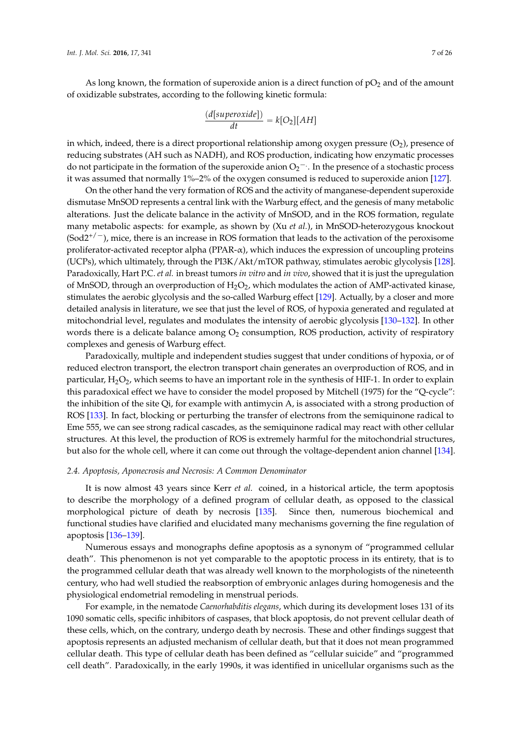As long known, the formation of superoxide anion is a direct function of $pO_2$ and of the amount of oxidizable substrates, according to the following kinetic formula:

$$\frac{(d[superoxide])}{dt} = k[O_2][AH]$$

in which, indeed, there is a direct proportional relationship among oxygen pressure ($O_2$), presence of reducing substrates (AH such as NADH), and ROS production, indicating how enzymatic processes do not participate in the formation of the superoxide anion $O_2^{-\cdot}$. In the presence of a stochastic process it was assumed that normally 1%–2% of the oxygen consumed is reduced to superoxide anion [127].

On the other hand the very formation of ROS and the activity of manganese-dependent superoxide dismutase MnSOD represents a central link with the Warburg effect, and the genesis of many metabolic alterations. Just the delicate balance in the activity of MnSOD, and in the ROS formation, regulate many metabolic aspects: for example, as shown by (Xu *et al.*), in MnSOD-heterozygous knockout ($Sod2^{+/-}$), mice, there is an increase in ROS formation that leads to the activation of the peroxisome proliferator-activated receptor alpha (PPAR-$\alpha$), which induces the expression of uncoupling proteins (UCPs), which ultimately, through the PI3K/Akt/mTOR pathway, stimulates aerobic glycolysis [128]. Paradoxically, Hart P.C. *et al.* in breast tumors *in vitro* and *in vivo*, showed that it is just the upregulation of MnSOD, through an overproduction of $H_2O_2$, which modulates the action of AMP-activated kinase, stimulates the aerobic glycolysis and the so-called Warburg effect [129]. Actually, by a closer and more detailed analysis in literature, we see that just the level of ROS, of hypoxia generated and regulated at mitochondrial level, regulates and modulates the intensity of aerobic glycolysis [130–132]. In other words there is a delicate balance among $O_2$ consumption, ROS production, activity of respiratory complexes and genesis of Warburg effect.

Paradoxically, multiple and independent studies suggest that under conditions of hypoxia, or of reduced electron transport, the electron transport chain generates an overproduction of ROS, and in particular, $H_2O_2$, which seems to have an important role in the synthesis of HIF-1. In order to explain this paradoxical effect we have to consider the model proposed by Mitchell (1975) for the "Q-cycle": the inhibition of the site Qi, for example with antimycin A, is associated with a strong production of ROS [133]. In fact, blocking or perturbing the transfer of electrons from the semiquinone radical to Eme 555, we can see strong radical cascades, as the semiquinone radical may react with other cellular structures. At this level, the production of ROS is extremely harmful for the mitochondrial structures, but also for the whole cell, where it can come out through the voltage-dependent anion channel [134].

### *2.4. Apoptosis, Aponecrosis and Necrosis: A Common Denominator*

It is now almost 43 years since Kerr *et al.* coined, in a historical article, the term apoptosis to describe the morphology of a defined program of cellular death, as opposed to the classical morphological picture of death by necrosis [135]. Since then, numerous biochemical and functional studies have clarified and elucidated many mechanisms governing the fine regulation of apoptosis [136–139].

Numerous essays and monographs define apoptosis as a synonym of "programmed cellular death". This phenomenon is not yet comparable to the apoptotic process in its entirety, that is to the programmed cellular death that was already well known to the morphologists of the nineteenth century, who had well studied the reabsorption of embryonic anlages during homogenesis and the physiological endometrial remodeling in menstrual periods.

For example, in the nematode *Caenorhabditis elegans*, which during its development loses 131 of its 1090 somatic cells, specific inhibitors of caspases, that block apoptosis, do not prevent cellular death of these cells, which, on the contrary, undergo death by necrosis. These and other findings suggest that apoptosis represents an adjusted mechanism of cellular death, but that it does not mean programmed cellular death. This type of cellular death has been defined as "cellular suicide" and "programmed cell death". Paradoxically, in the early 1990s, it was identified in unicellular organisms such as the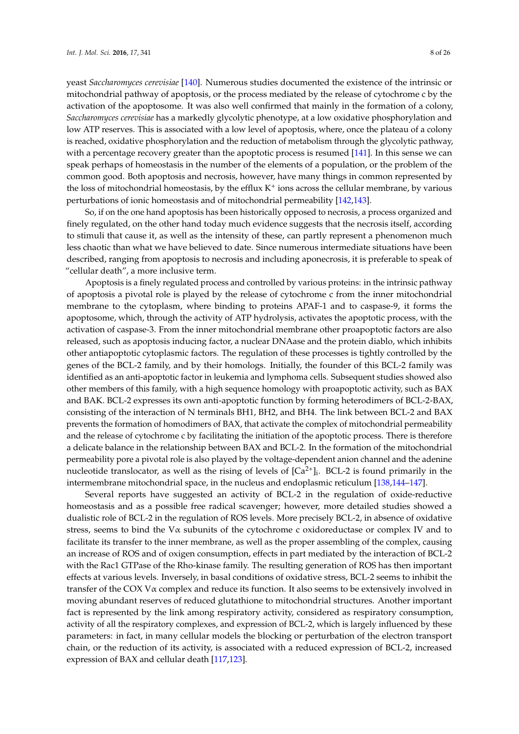yeast *Saccharomyces cerevisiae* [140]. Numerous studies documented the existence of the intrinsic or mitochondrial pathway of apoptosis, or the process mediated by the release of cytochrome c by the activation of the apoptosome. It was also well confirmed that mainly in the formation of a colony, *Saccharomyces cerevisiae* has a markedly glycolytic phenotype, at a low oxidative phosphorylation and low ATP reserves. This is associated with a low level of apoptosis, where, once the plateau of a colony is reached, oxidative phosphorylation and the reduction of metabolism through the glycolytic pathway, with a percentage recovery greater than the apoptotic process is resumed [141]. In this sense we can speak perhaps of homeostasis in the number of the elements of a population, or the problem of the common good. Both apoptosis and necrosis, however, have many things in common represented by the loss of mitochondrial homeostasis, by the efflux $K^+$ ions across the cellular membrane, by various perturbations of ionic homeostasis and of mitochondrial permeability [142,143].

So, if on the one hand apoptosis has been historically opposed to necrosis, a process organized and finely regulated, on the other hand today much evidence suggests that the necrosis itself, according to stimuli that cause it, as well as the intensity of these, can partly represent a phenomenon much less chaotic than what we have believed to date. Since numerous intermediate situations have been described, ranging from apoptosis to necrosis and including aponecrosis, it is preferable to speak of "cellular death", a more inclusive term.

Apoptosis is a finely regulated process and controlled by various proteins: in the intrinsic pathway of apoptosis a pivotal role is played by the release of cytochrome c from the inner mitochondrial membrane to the cytoplasm, where binding to proteins APAF-1 and to caspase-9, it forms the apoptosome, which, through the activity of ATP hydrolysis, activates the apoptotic process, with the activation of caspase-3. From the inner mitochondrial membrane other proapoptotic factors are also released, such as apoptosis inducing factor, a nuclear DNAase and the protein diablo, which inhibits other antiapoptotic cytoplasmic factors. The regulation of these processes is tightly controlled by the genes of the BCL-2 family, and by their homologs. Initially, the founder of this BCL-2 family was identified as an anti-apoptotic factor in leukemia and lymphoma cells. Subsequent studies showed also other members of this family, with a high sequence homology with proapoptotic activity, such as BAX and BAK. BCL-2 expresses its own anti-apoptotic function by forming heterodimers of BCL-2-BAX, consisting of the interaction of N terminals BH1, BH2, and BH4. The link between BCL-2 and BAX prevents the formation of homodimers of BAX, that activate the complex of mitochondrial permeability and the release of cytochrome c by facilitating the initiation of the apoptotic process. There is therefore a delicate balance in the relationship between BAX and BCL-2. In the formation of the mitochondrial permeability pore a pivotal role is also played by the voltage-dependent anion channel and the adenine nucleotide translocator, as well as the rising of levels of $[Ca^{2+}]_i$. BCL-2 is found primarily in the intermembrane mitochondrial space, in the nucleus and endoplasmic reticulum [138,144–147].

Several reports have suggested an activity of BCL-2 in the regulation of oxide-reductive homeostasis and as a possible free radical scavenger; however, more detailed studies showed a dualistic role of BCL-2 in the regulation of ROS levels. More precisely BCL-2, in absence of oxidative stress, seems to bind the V$\alpha$ subunits of the cytochrome c oxidoreductase or complex IV and to facilitate its transfer to the inner membrane, as well as the proper assembling of the complex, causing an increase of ROS and of oxigen consumption, effects in part mediated by the interaction of BCL-2 with the Rac1 GTPase of the Rho-kinase family. The resulting generation of ROS has then important effects at various levels. Inversely, in basal conditions of oxidative stress, BCL-2 seems to inhibit the transfer of the COX V$\alpha$ complex and reduce its function. It also seems to be extensively involved in moving abundant reserves of reduced glutathione to mitochondrial structures. Another important fact is represented by the link among respiratory activity, considered as respiratory consumption, activity of all the respiratory complexes, and expression of BCL-2, which is largely influenced by these parameters: in fact, in many cellular models the blocking or perturbation of the electron transport chain, or the reduction of its activity, is associated with a reduced expression of BCL-2, increased expression of BAX and cellular death [117,123].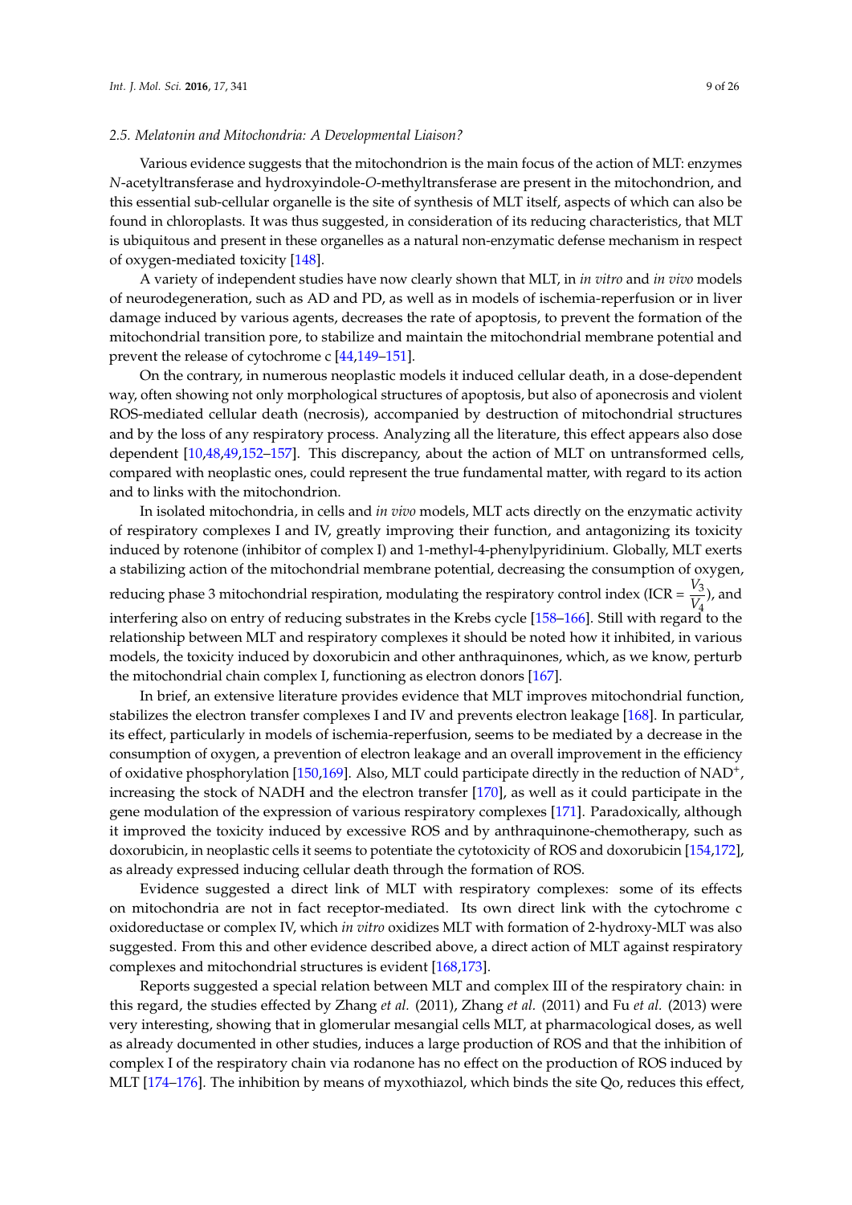### 2.5. Melatonin and Mitochondria: A Developmental Liaison?

Various evidence suggests that the mitochondrion is the main focus of the action of MLT: enzymes *N*-acetyltransferase and hydroxyindole-*O*-methyltransferase are present in the mitochondrion, and this essential sub-cellular organelle is the site of synthesis of MLT itself, aspects of which can also be found in chloroplasts. It was thus suggested, in consideration of its reducing characteristics, that MLT is ubiquitous and present in these organelles as a natural non-enzymatic defense mechanism in respect of oxygen-mediated toxicity [148].

A variety of independent studies have now clearly shown that MLT, in *in vitro* and *in vivo* models of neurodegeneration, such as AD and PD, as well as in models of ischemia-reperfusion or in liver damage induced by various agents, decreases the rate of apoptosis, to prevent the formation of the mitochondrial transition pore, to stabilize and maintain the mitochondrial membrane potential and prevent the release of cytochrome c [44,149–151].

On the contrary, in numerous neoplastic models it induced cellular death, in a dose-dependent way, often showing not only morphological structures of apoptosis, but also of aponecrosis and violent ROS-mediated cellular death (necrosis), accompanied by destruction of mitochondrial structures and by the loss of any respiratory process. Analyzing all the literature, this effect appears also dose dependent [10,48,49,152–157]. This discrepancy, about the action of MLT on untransformed cells, compared with neoplastic ones, could represent the true fundamental matter, with regard to its action and to links with the mitochondrion.

In isolated mitochondria, in cells and *in vivo* models, MLT acts directly on the enzymatic activity of respiratory complexes I and IV, greatly improving their function, and antagonizing its toxicity induced by rotenone (inhibitor of complex I) and 1-methyl-4-phenylpyridinium. Globally, MLT exerts a stabilizing action of the mitochondrial membrane potential, decreasing the consumption of oxygen, reducing phase 3 mitochondrial respiration, modulating the respiratory control index (ICR = $\frac{V_3}{V_4}$), and interfering also on entry of reducing substrates in the Krebs cycle [158–166]. Still with regard to the relationship between MLT and respiratory complexes it should be noted how it inhibited, in various models, the toxicity induced by doxorubicin and other anthraquinones, which, as we know, perturb the mitochondrial chain complex I, functioning as electron donors [167].

In brief, an extensive literature provides evidence that MLT improves mitochondrial function, stabilizes the electron transfer complexes I and IV and prevents electron leakage [168]. In particular, its effect, particularly in models of ischemia-reperfusion, seems to be mediated by a decrease in the consumption of oxygen, a prevention of electron leakage and an overall improvement in the efficiency of oxidative phosphorylation [150,169]. Also, MLT could participate directly in the reduction of $NAD^+$, increasing the stock of NADH and the electron transfer [170], as well as it could participate in the gene modulation of the expression of various respiratory complexes [171]. Paradoxically, although it improved the toxicity induced by excessive ROS and by anthraquinone-chemotherapy, such as doxorubicin, in neoplastic cells it seems to potentiate the cytotoxicity of ROS and doxorubicin [154,172], as already expressed inducing cellular death through the formation of ROS.

Evidence suggested a direct link of MLT with respiratory complexes: some of its effects on mitochondria are not in fact receptor-mediated. Its own direct link with the cytochrome c oxidoreductase or complex IV, which *in vitro* oxidizes MLT with formation of 2-hydroxy-MLT was also suggested. From this and other evidence described above, a direct action of MLT against respiratory complexes and mitochondrial structures is evident [168,173].

Reports suggested a special relation between MLT and complex III of the respiratory chain: in this regard, the studies effected by Zhang *et al.* (2011), Zhang *et al.* (2011) and Fu *et al.* (2013) were very interesting, showing that in glomerular mesangial cells MLT, at pharmacological doses, as well as already documented in other studies, induces a large production of ROS and that the inhibition of complex I of the respiratory chain via rodanone has no effect on the production of ROS induced by MLT [174–176]. The inhibition by means of myxothiazol, which binds the site Qo, reduces this effect,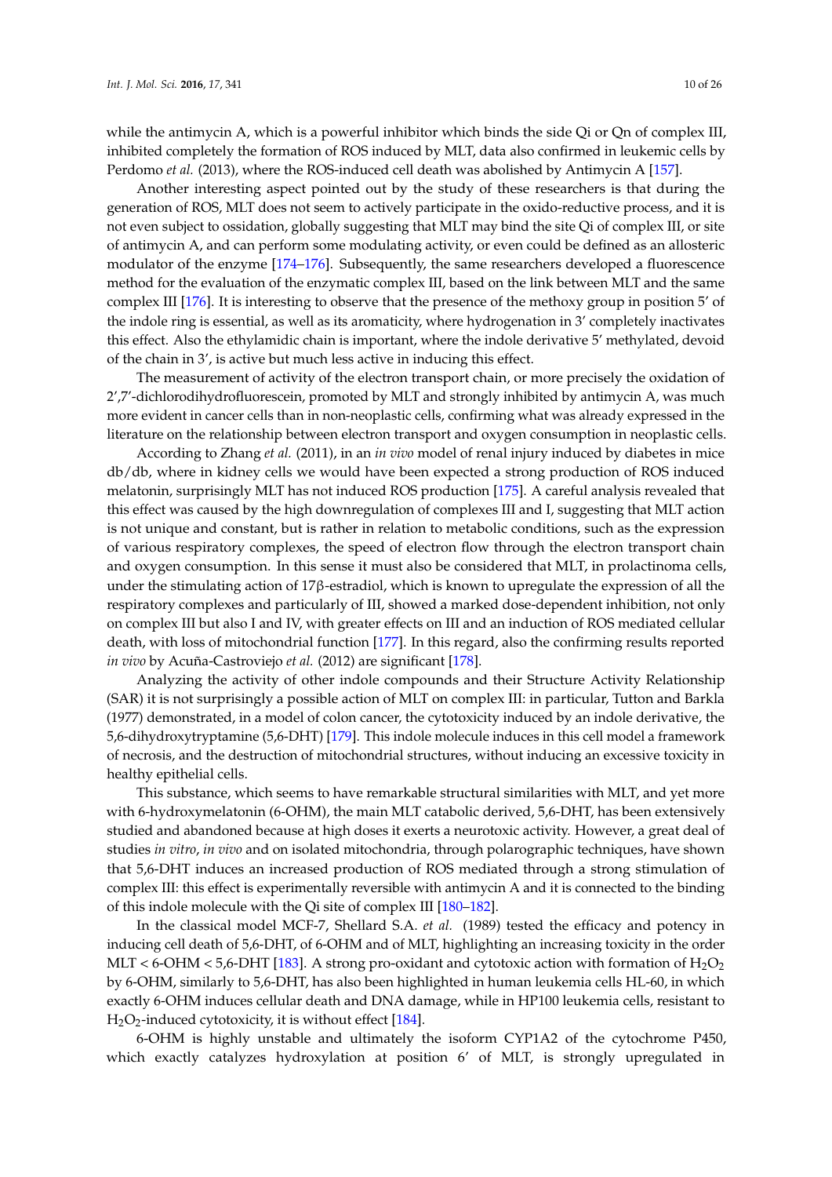while the antimycin A, which is a powerful inhibitor which binds the side Qi or Qn of complex III, inhibited completely the formation of ROS induced by MLT, data also confirmed in leukemic cells by Perdomo *et al.* (2013), where the ROS-induced cell death was abolished by Antimycin A [157].

Another interesting aspect pointed out by the study of these researchers is that during the generation of ROS, MLT does not seem to actively participate in the oxido-reductive process, and it is not even subject to ossidation, globally suggesting that MLT may bind the site Qi of complex III, or site of antimycin A, and can perform some modulating activity, or even could be defined as an allosteric modulator of the enzyme [174–176]. Subsequently, the same researchers developed a fluorescence method for the evaluation of the enzymatic complex III, based on the link between MLT and the same complex III [176]. It is interesting to observe that the presence of the methoxy group in position 5′ of the indole ring is essential, as well as its aromaticity, where hydrogenation in 3′ completely inactivates this effect. Also the ethylamidic chain is important, where the indole derivative 5′ methylated, devoid of the chain in 3′, is active but much less active in inducing this effect.

The measurement of activity of the electron transport chain, or more precisely the oxidation of 2′,7′-dichlorodihydrofluorescein, promoted by MLT and strongly inhibited by antimycin A, was much more evident in cancer cells than in non-neoplastic cells, confirming what was already expressed in the literature on the relationship between electron transport and oxygen consumption in neoplastic cells.

According to Zhang *et al.* (2011), in an *in vivo* model of renal injury induced by diabetes in mice db/db, where in kidney cells we would have been expected a strong production of ROS induced melatonin, surprisingly MLT has not induced ROS production [175]. A careful analysis revealed that this effect was caused by the high downregulation of complexes III and I, suggesting that MLT action is not unique and constant, but is rather in relation to metabolic conditions, such as the expression of various respiratory complexes, the speed of electron flow through the electron transport chain and oxygen consumption. In this sense it must also be considered that MLT, in prolactinoma cells, under the stimulating action of 17β-estradiol, which is known to upregulate the expression of all the respiratory complexes and particularly of III, showed a marked dose-dependent inhibition, not only on complex III but also I and IV, with greater effects on III and an induction of ROS mediated cellular death, with loss of mitochondrial function [177]. In this regard, also the confirming results reported *in vivo* by Acuña-Castroviejo *et al.* (2012) are significant [178].

Analyzing the activity of other indole compounds and their Structure Activity Relationship (SAR) it is not surprisingly a possible action of MLT on complex III: in particular, Tutton and Barkla (1977) demonstrated, in a model of colon cancer, the cytotoxicity induced by an indole derivative, the 5,6-dihydroxytryptamine (5,6-DHT) [179]. This indole molecule induces in this cell model a framework of necrosis, and the destruction of mitochondrial structures, without inducing an excessive toxicity in healthy epithelial cells.

This substance, which seems to have remarkable structural similarities with MLT, and yet more with 6-hydroxymelatonin (6-OHM), the main MLT catabolic derived, 5,6-DHT, has been extensively studied and abandoned because at high doses it exerts a neurotoxic activity. However, a great deal of studies *in vitro*, *in vivo* and on isolated mitochondria, through polarographic techniques, have shown that 5,6-DHT induces an increased production of ROS mediated through a strong stimulation of complex III: this effect is experimentally reversible with antimycin A and it is connected to the binding of this indole molecule with the Qi site of complex III [180–182].

In the classical model MCF-7, Shellard S.A. *et al.* (1989) tested the efficacy and potency in inducing cell death of 5,6-DHT, of 6-OHM and of MLT, highlighting an increasing toxicity in the order MLT < 6-OHM < 5,6-DHT [183]. A strong pro-oxidant and cytotoxic action with formation of $H_2O_2$ by 6-OHM, similarly to 5,6-DHT, has also been highlighted in human leukemia cells HL-60, in which exactly 6-OHM induces cellular death and DNA damage, while in HP100 leukemia cells, resistant to $H_2O_2$-induced cytotoxicity, it is without effect [184].

6-OHM is highly unstable and ultimately the isoform CYP1A2 of the cytochrome P450, which exactly catalyzes hydroxylation at position 6′ of MLT, is strongly upregulated in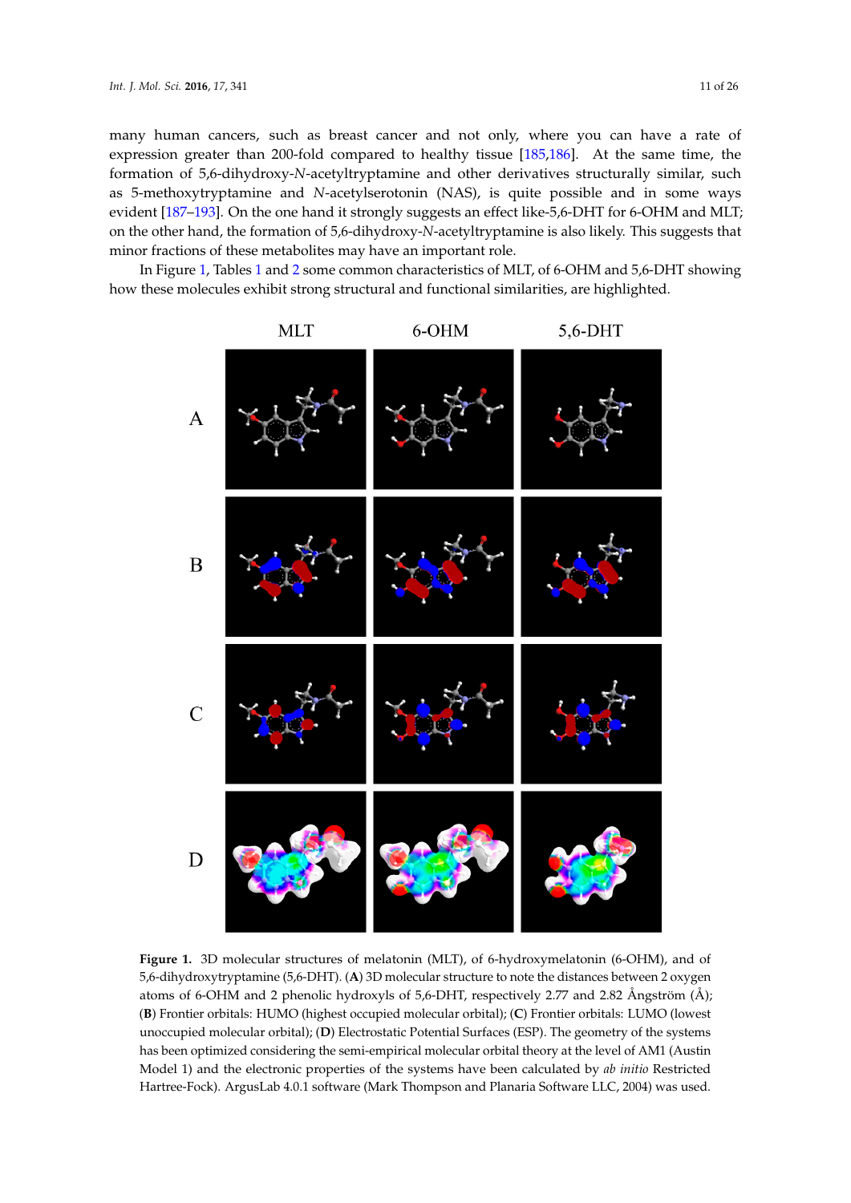many human cancers, such as breast cancer and not only, where you can have a rate of expression greater than 200-fold compared to healthy tissue [185,186]. At the same time, the formation of 5,6-dihydroxy-*N*-acetyltryptamine and other derivatives structurally similar, such as 5-methoxytryptamine and *N*-acetylserotonin (NAS), is quite possible and in some ways evident [187–193]. On the one hand it strongly suggests an effect like-5,6-DHT for 6-OHM and MLT; on the other hand, the formation of 5,6-dihydroxy-*N*-acetyltryptamine is also likely. This suggests that minor fractions of these metabolites may have an important role.

In Figure 1, Tables 1 and 2 some common characteristics of MLT, of 6-OHM and 5,6-DHT showing how these molecules exhibit strong structural and functional similarities, are highlighted.

**Figure 1.** 3D molecular structures of melatonin (MLT), of 6-hydroxymelatonin (6-OHM), and of 5,6-dihydroxytryptamine (5,6-DHT). (**A**) 3D molecular structure to note the distances between 2 oxygen atoms of 6-OHM and 2 phenolic hydroxyls of 5,6-DHT, respectively 2.77 and 2.82 Ångström (Å); (**B**) Frontier orbitals: HUMO (highest occupied molecular orbital); (**C**) Frontier orbitals: LUMO (lowest unoccupied molecular orbital); (**D**) Electrostatic Potential Surfaces (ESP). The geometry of the systems has been optimized considering the semi-empirical molecular orbital theory at the level of AM1 (Austin Model 1) and the electronic properties of the systems have been calculated by *ab initio* Restricted Hartree-Fock). ArgusLab 4.0.1 software (Mark Thompson and Planaria Software LLC, 2004) was used.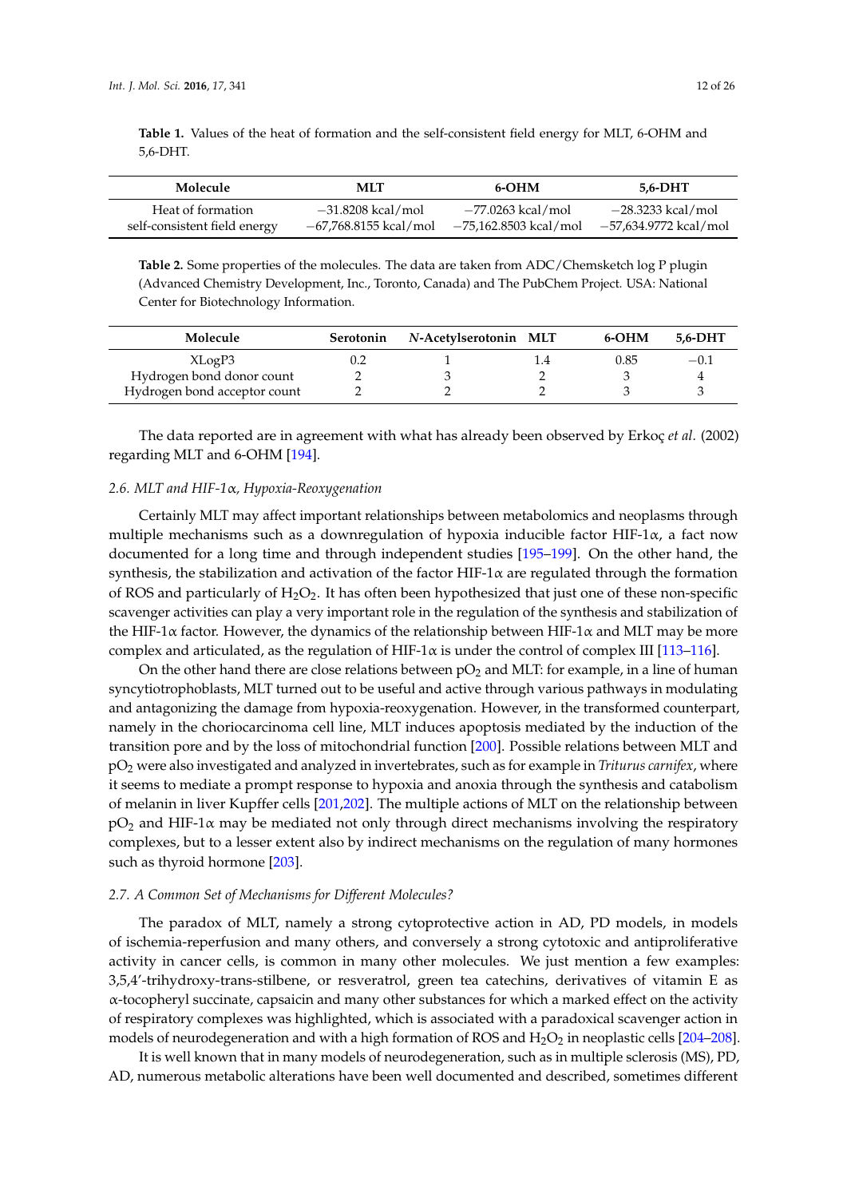**Table 1.** Values of the heat of formation and the self-consistent field energy for MLT, 6-OHM and 5,6-DHT.

| Molecule | MLT | 6-OHM | 5,6-DHT |
|---|---|---|---|
| Heat of formation | −31.8208 kcal/mol | −77.0263 kcal/mol | −28.3233 kcal/mol |
| self-consistent field energy | −67,768.8155 kcal/mol | −75,162.8503 kcal/mol | −57,634.9772 kcal/mol |

**Table 2.** Some properties of the molecules. The data are taken from ADC/Chemsketch log P plugin (Advanced Chemistry Development, Inc., Toronto, Canada) and The PubChem Project. USA: National Center for Biotechnology Information.

| Molecule | Serotonin | *N*-Acetylserotonin | MLT | 6-OHM | 5,6-DHT |
|---|---|---|---|---|---|
| XLogP3 | 0.2 | 1 | 1.4 | 0.85 | −0.1 |
| Hydrogen bond donor count | 2 | 3 | 2 | 3 | 4 |
| Hydrogen bond acceptor count | 2 | 2 | 2 | 3 | 3 |

The data reported are in agreement with what has already been observed by Erkoç *et al.* (2002) regarding MLT and 6-OHM [194].

### 2.6. MLT and HIF-1α, Hypoxia-Reoxygenation

Certainly MLT may affect important relationships between metabolomics and neoplasms through multiple mechanisms such as a downregulation of hypoxia inducible factor HIF-1α, a fact now documented for a long time and through independent studies [195–199]. On the other hand, the synthesis, the stabilization and activation of the factor HIF-1α are regulated through the formation of ROS and particularly of $H_2O_2$. It has often been hypothesized that just one of these non-specific scavenger activities can play a very important role in the regulation of the synthesis and stabilization of the HIF-1α factor. However, the dynamics of the relationship between HIF-1α and MLT may be more complex and articulated, as the regulation of HIF-1α is under the control of complex III [113–116].

On the other hand there are close relations between $pO_2$ and MLT: for example, in a line of human syncytiotrophoblasts, MLT turned out to be useful and active through various pathways in modulating and antagonizing the damage from hypoxia-reoxygenation. However, in the transformed counterpart, namely in the choriocarcinoma cell line, MLT induces apoptosis mediated by the induction of the transition pore and by the loss of mitochondrial function [200]. Possible relations between MLT and $pO_2$ were also investigated and analyzed in invertebrates, such as for example in *Triturus carnifex*, where it seems to mediate a prompt response to hypoxia and anoxia through the synthesis and catabolism of melanin in liver Kupffer cells [201,202]. The multiple actions of MLT on the relationship between $pO_2$ and HIF-1α may be mediated not only through direct mechanisms involving the respiratory complexes, but to a lesser extent also by indirect mechanisms on the regulation of many hormones such as thyroid hormone [203].

### 2.7. A Common Set of Mechanisms for Different Molecules?

The paradox of MLT, namely a strong cytoprotective action in AD, PD models, in models of ischemia-reperfusion and many others, and conversely a strong cytotoxic and antiproliferative activity in cancer cells, is common in many other molecules. We just mention a few examples: 3,5,4′-trihydroxy-trans-stilbene, or resveratrol, green tea catechins, derivatives of vitamin E as α-tocopheryl succinate, capsaicin and many other substances for which a marked effect on the activity of respiratory complexes was highlighted, which is associated with a paradoxical scavenger action in models of neurodegeneration and with a high formation of ROS and $H_2O_2$ in neoplastic cells [204–208].

It is well known that in many models of neurodegeneration, such as in multiple sclerosis (MS), PD, AD, numerous metabolic alterations have been well documented and described, sometimes different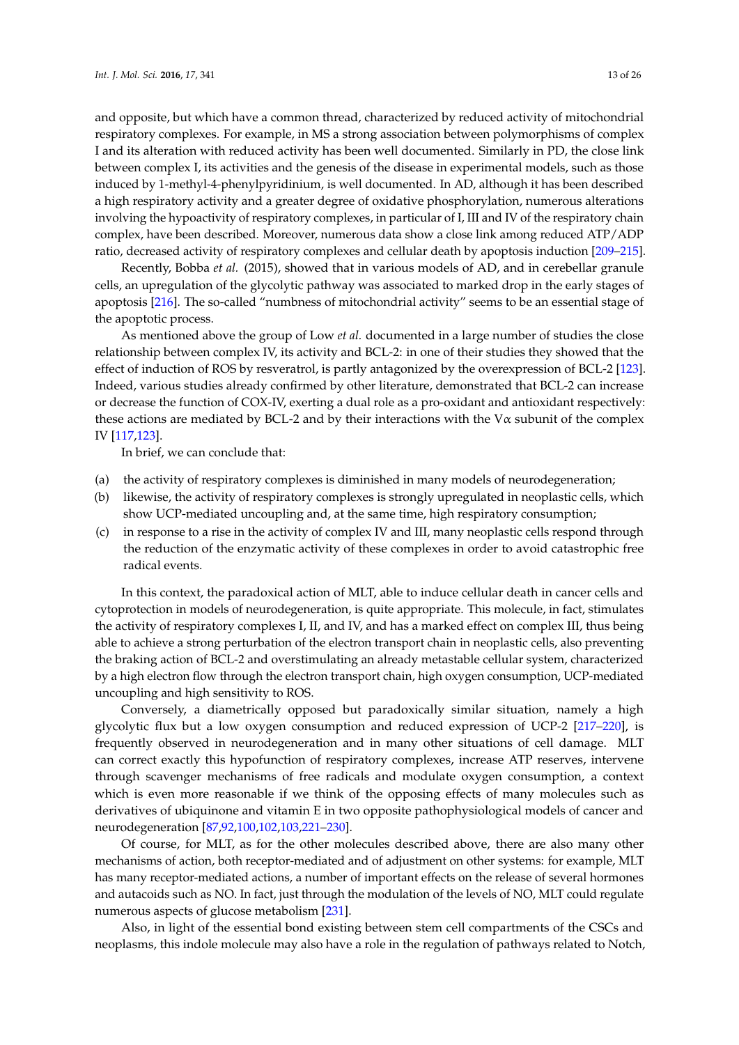and opposite, but which have a common thread, characterized by reduced activity of mitochondrial respiratory complexes. For example, in MS a strong association between polymorphisms of complex I and its alteration with reduced activity has been well documented. Similarly in PD, the close link between complex I, its activities and the genesis of the disease in experimental models, such as those induced by 1-methyl-4-phenylpyridinium, is well documented. In AD, although it has been described a high respiratory activity and a greater degree of oxidative phosphorylation, numerous alterations involving the hypoactivity of respiratory complexes, in particular of I, III and IV of the respiratory chain complex, have been described. Moreover, numerous data show a close link among reduced ATP/ADP ratio, decreased activity of respiratory complexes and cellular death by apoptosis induction [209–215].

Recently, Bobba *et al.* (2015), showed that in various models of AD, and in cerebellar granule cells, an upregulation of the glycolytic pathway was associated to marked drop in the early stages of apoptosis [216]. The so-called "numbness of mitochondrial activity" seems to be an essential stage of the apoptotic process.

As mentioned above the group of Low *et al.* documented in a large number of studies the close relationship between complex IV, its activity and BCL-2: in one of their studies they showed that the effect of induction of ROS by resveratrol, is partly antagonized by the overexpression of BCL-2 [123]. Indeed, various studies already confirmed by other literature, demonstrated that BCL-2 can increase or decrease the function of COX-IV, exerting a dual role as a pro-oxidant and antioxidant respectively: these actions are mediated by BCL-2 and by their interactions with the V$\alpha$ subunit of the complex IV [117,123].

In brief, we can conclude that:

(a) the activity of respiratory complexes is diminished in many models of neurodegeneration;
(b) likewise, the activity of respiratory complexes is strongly upregulated in neoplastic cells, which show UCP-mediated uncoupling and, at the same time, high respiratory consumption;
(c) in response to a rise in the activity of complex IV and III, many neoplastic cells respond through the reduction of the enzymatic activity of these complexes in order to avoid catastrophic free radical events.

In this context, the paradoxical action of MLT, able to induce cellular death in cancer cells and cytoprotection in models of neurodegeneration, is quite appropriate. This molecule, in fact, stimulates the activity of respiratory complexes I, II, and IV, and has a marked effect on complex III, thus being able to achieve a strong perturbation of the electron transport chain in neoplastic cells, also preventing the braking action of BCL-2 and overstimulating an already metastable cellular system, characterized by a high electron flow through the electron transport chain, high oxygen consumption, UCP-mediated uncoupling and high sensitivity to ROS.

Conversely, a diametrically opposed but paradoxically similar situation, namely a high glycolytic flux but a low oxygen consumption and reduced expression of UCP-2 [217–220], is frequently observed in neurodegeneration and in many other situations of cell damage. MLT can correct exactly this hypofunction of respiratory complexes, increase ATP reserves, intervene through scavenger mechanisms of free radicals and modulate oxygen consumption, a context which is even more reasonable if we think of the opposing effects of many molecules such as derivatives of ubiquinone and vitamin E in two opposite pathophysiological models of cancer and neurodegeneration [87,92,100,102,103,221–230].

Of course, for MLT, as for the other molecules described above, there are also many other mechanisms of action, both receptor-mediated and of adjustment on other systems: for example, MLT has many receptor-mediated actions, a number of important effects on the release of several hormones and autacoids such as NO. In fact, just through the modulation of the levels of NO, MLT could regulate numerous aspects of glucose metabolism [231].

Also, in light of the essential bond existing between stem cell compartments of the CSCs and neoplasms, this indole molecule may also have a role in the regulation of pathways related to Notch,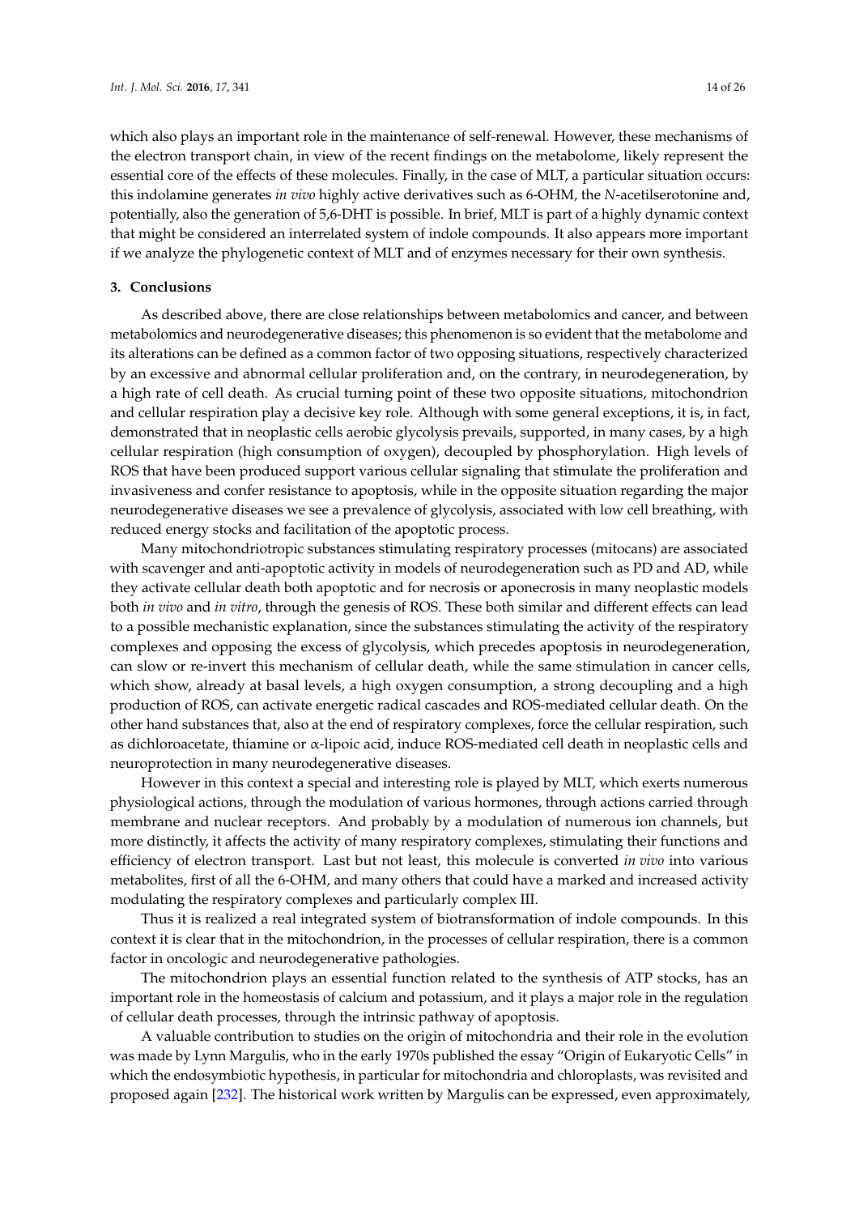which also plays an important role in the maintenance of self-renewal. However, these mechanisms of the electron transport chain, in view of the recent findings on the metabolome, likely represent the essential core of the effects of these molecules. Finally, in the case of MLT, a particular situation occurs: this indolamine generates *in vivo* highly active derivatives such as 6-OHM, the *N*-acetilserotonine and, potentially, also the generation of 5,6-DHT is possible. In brief, MLT is part of a highly dynamic context that might be considered an interrelated system of indole compounds. It also appears more important if we analyze the phylogenetic context of MLT and of enzymes necessary for their own synthesis.

## 3. Conclusions

As described above, there are close relationships between metabolomics and cancer, and between metabolomics and neurodegenerative diseases; this phenomenon is so evident that the metabolome and its alterations can be defined as a common factor of two opposing situations, respectively characterized by an excessive and abnormal cellular proliferation and, on the contrary, in neurodegeneration, by a high rate of cell death. As crucial turning point of these two opposite situations, mitochondrion and cellular respiration play a decisive key role. Although with some general exceptions, it is, in fact, demonstrated that in neoplastic cells aerobic glycolysis prevails, supported, in many cases, by a high cellular respiration (high consumption of oxygen), decoupled by phosphorylation. High levels of ROS that have been produced support various cellular signaling that stimulate the proliferation and invasiveness and confer resistance to apoptosis, while in the opposite situation regarding the major neurodegenerative diseases we see a prevalence of glycolysis, associated with low cell breathing, with reduced energy stocks and facilitation of the apoptotic process.

Many mitochondriotropic substances stimulating respiratory processes (mitocans) are associated with scavenger and anti-apoptotic activity in models of neurodegeneration such as PD and AD, while they activate cellular death both apoptotic and for necrosis or aponecrosis in many neoplastic models both *in vivo* and *in vitro*, through the genesis of ROS. These both similar and different effects can lead to a possible mechanistic explanation, since the substances stimulating the activity of the respiratory complexes and opposing the excess of glycolysis, which precedes apoptosis in neurodegeneration, can slow or re-invert this mechanism of cellular death, while the same stimulation in cancer cells, which show, already at basal levels, a high oxygen consumption, a strong decoupling and a high production of ROS, can activate energetic radical cascades and ROS-mediated cellular death. On the other hand substances that, also at the end of respiratory complexes, force the cellular respiration, such as dichloroacetate, thiamine or α-lipoic acid, induce ROS-mediated cell death in neoplastic cells and neuroprotection in many neurodegenerative diseases.

However in this context a special and interesting role is played by MLT, which exerts numerous physiological actions, through the modulation of various hormones, through actions carried through membrane and nuclear receptors. And probably by a modulation of numerous ion channels, but more distinctly, it affects the activity of many respiratory complexes, stimulating their functions and efficiency of electron transport. Last but not least, this molecule is converted *in vivo* into various metabolites, first of all the 6-OHM, and many others that could have a marked and increased activity modulating the respiratory complexes and particularly complex III.

Thus it is realized a real integrated system of biotransformation of indole compounds. In this context it is clear that in the mitochondrion, in the processes of cellular respiration, there is a common factor in oncologic and neurodegenerative pathologies.

The mitochondrion plays an essential function related to the synthesis of ATP stocks, has an important role in the homeostasis of calcium and potassium, and it plays a major role in the regulation of cellular death processes, through the intrinsic pathway of apoptosis.

A valuable contribution to studies on the origin of mitochondria and their role in the evolution was made by Lynn Margulis, who in the early 1970s published the essay "Origin of Eukaryotic Cells" in which the endosymbiotic hypothesis, in particular for mitochondria and chloroplasts, was revisited and proposed again [232]. The historical work written by Margulis can be expressed, even approximately,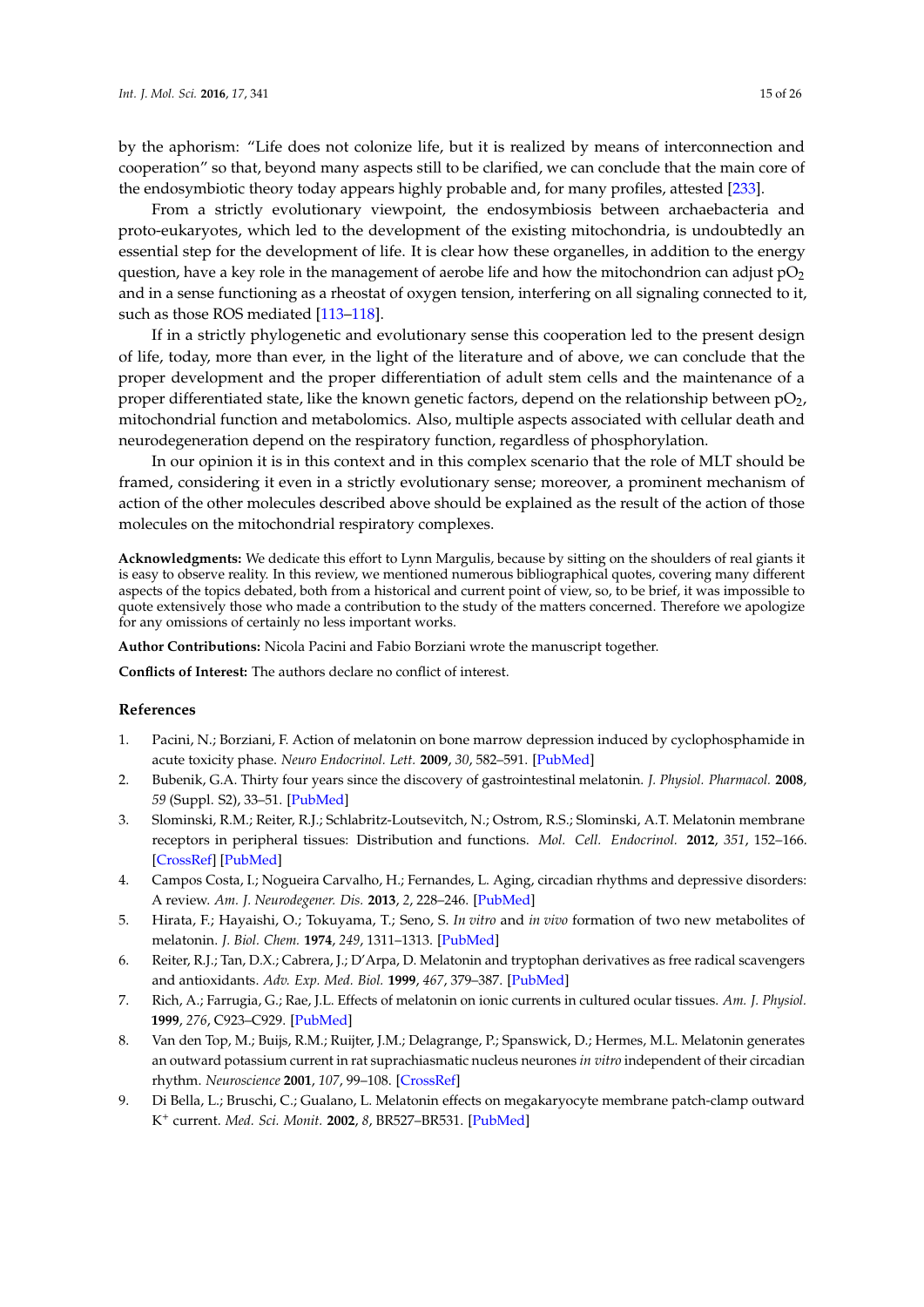by the aphorism: "Life does not colonize life, but it is realized by means of interconnection and cooperation" so that, beyond many aspects still to be clarified, we can conclude that the main core of the endosymbiotic theory today appears highly probable and, for many profiles, attested [233].

From a strictly evolutionary viewpoint, the endosymbiosis between archaebacteria and proto-eukaryotes, which led to the development of the existing mitochondria, is undoubtedly an essential step for the development of life. It is clear how these organelles, in addition to the energy question, have a key role in the management of aerobe life and how the mitochondrion can adjust $pO_2$ and in a sense functioning as a rheostat of oxygen tension, interfering on all signaling connected to it, such as those ROS mediated [113–118].

If in a strictly phylogenetic and evolutionary sense this cooperation led to the present design of life, today, more than ever, in the light of the literature and of above, we can conclude that the proper development and the proper differentiation of adult stem cells and the maintenance of a proper differentiated state, like the known genetic factors, depend on the relationship between $pO_2$, mitochondrial function and metabolomics. Also, multiple aspects associated with cellular death and neurodegeneration depend on the respiratory function, regardless of phosphorylation.

In our opinion it is in this context and in this complex scenario that the role of MLT should be framed, considering it even in a strictly evolutionary sense; moreover, a prominent mechanism of action of the other molecules described above should be explained as the result of the action of those molecules on the mitochondrial respiratory complexes.

**Acknowledgments:** We dedicate this effort to Lynn Margulis, because by sitting on the shoulders of real giants it is easy to observe reality. In this review, we mentioned numerous bibliographical quotes, covering many different aspects of the topics debated, both from a historical and current point of view, so, to be brief, it was impossible to quote extensively those who made a contribution to the study of the matters concerned. Therefore we apologize for any omissions of certainly no less important works.

**Author Contributions:** Nicola Pacini and Fabio Borziani wrote the manuscript together.

**Conflicts of Interest:** The authors declare no conflict of interest.

## References

1. Pacini, N.; Borziani, F. Action of melatonin on bone marrow depression induced by cyclophosphamide in acute toxicity phase. *Neuro Endocrinol. Lett.* **2009**, *30*, 582–591. [PubMed]
2. Bubenik, G.A. Thirty four years since the discovery of gastrointestinal melatonin. *J. Physiol. Pharmacol.* **2008**, *59* (Suppl. S2), 33–51. [PubMed]
3. Slominski, R.M.; Reiter, R.J.; Schlabritz-Loutsevitch, N.; Ostrom, R.S.; Slominski, A.T. Melatonin membrane receptors in peripheral tissues: Distribution and functions. *Mol. Cell. Endocrinol.* **2012**, *351*, 152–166. [CrossRef] [PubMed]
4. Campos Costa, I.; Nogueira Carvalho, H.; Fernandes, L. Aging, circadian rhythms and depressive disorders: A review. *Am. J. Neurodegener. Dis.* **2013**, *2*, 228–246. [PubMed]
5. Hirata, F.; Hayaishi, O.; Tokuyama, T.; Seno, S. *In vitro* and *in vivo* formation of two new metabolites of melatonin. *J. Biol. Chem.* **1974**, *249*, 1311–1313. [PubMed]
6. Reiter, R.J.; Tan, D.X.; Cabrera, J.; D'Arpa, D. Melatonin and tryptophan derivatives as free radical scavengers and antioxidants. *Adv. Exp. Med. Biol.* **1999**, *467*, 379–387. [PubMed]
7. Rich, A.; Farrugia, G.; Rae, J.L. Effects of melatonin on ionic currents in cultured ocular tissues. *Am. J. Physiol.* **1999**, *276*, C923–C929. [PubMed]
8. Van den Top, M.; Buijs, R.M.; Ruijter, J.M.; Delagrange, P.; Spanswick, D.; Hermes, M.L. Melatonin generates an outward potassium current in rat suprachiasmatic nucleus neurones *in vitro* independent of their circadian rhythm. *Neuroscience* **2001**, *107*, 99–108. [CrossRef]
9. Di Bella, L.; Bruschi, C.; Gualano, L. Melatonin effects on megakaryocyte membrane patch-clamp outward $K^+$ current. *Med. Sci. Monit.* **2002**, *8*, BR527–BR531. [PubMed]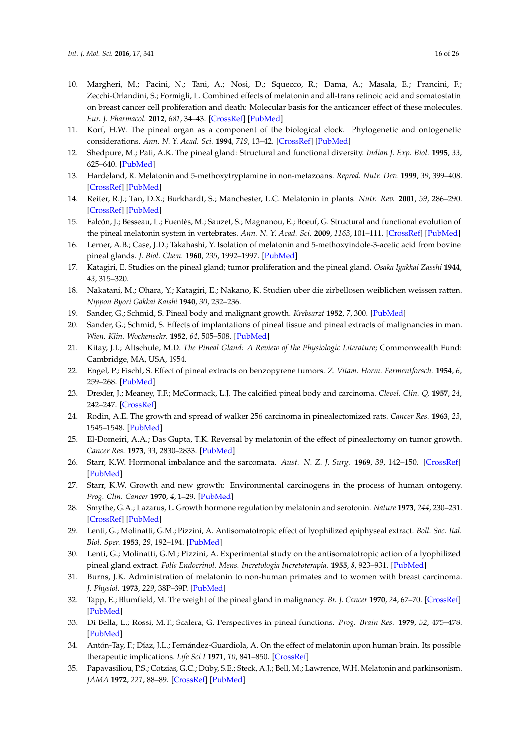10. Margheri, M.; Pacini, N.; Tani, A.; Nosi, D.; Squecco, R.; Dama, A.; Masala, E.; Francini, F.; Zecchi-Orlandini, S.; Formigli, L. Combined effects of melatonin and all-trans retinoic acid and somatostatin on breast cancer cell proliferation and death: Molecular basis for the anticancer effect of these molecules. *Eur. J. Pharmacol.* **2012**, *681*, 34–43. [CrossRef] [PubMed]
11. Korf, H.W. The pineal organ as a component of the biological clock. Phylogenetic and ontogenetic considerations. *Ann. N. Y. Acad. Sci.* **1994**, *719*, 13–42. [CrossRef] [PubMed]
12. Shedpure, M.; Pati, A.K. The pineal gland: Structural and functional diversity. *Indian J. Exp. Biol.* **1995**, *33*, 625–640. [PubMed]
13. Hardeland, R. Melatonin and 5-methoxytryptamine in non-metazoans. *Reprod. Nutr. Dev.* **1999**, *39*, 399–408. [CrossRef] [PubMed]
14. Reiter, R.J.; Tan, D.X.; Burkhardt, S.; Manchester, L.C. Melatonin in plants. *Nutr. Rev.* **2001**, *59*, 286–290. [CrossRef] [PubMed]
15. Falcón, J.; Besseau, L.; Fuentès, M.; Sauzet, S.; Magnanou, E.; Boeuf, G. Structural and functional evolution of the pineal melatonin system in vertebrates. *Ann. N. Y. Acad. Sci.* **2009**, *1163*, 101–111. [CrossRef] [PubMed]
16. Lerner, A.B.; Case, J.D.; Takahashi, Y. Isolation of melatonin and 5-methoxyindole-3-acetic acid from bovine pineal glands. *J. Biol. Chem.* **1960**, *235*, 1992–1997. [PubMed]
17. Katagiri, E. Studies on the pineal gland; tumor proliferation and the pineal gland. *Osaka Igakkai Zasshi* **1944**, *43*, 315–320.
18. Nakatani, M.; Ohara, Y.; Katagiri, E.; Nakano, K. Studien uber die zirbellosen weiblichen weissen ratten. *Nippon Byori Gakkai Kaishi* **1940**, *30*, 232–236.
19. Sander, G.; Schmid, S. Pineal body and malignant growth. *Krebsarzt* **1952**, *7*, 300. [PubMed]
20. Sander, G.; Schmid, S. Effects of implantations of pineal tissue and pineal extracts of malignancies in man. *Wien. Klin. Wochenschr.* **1952**, *64*, 505–508. [PubMed]
21. Kitay, J.I.; Altschule, M.D. *The Pineal Gland: A Review of the Physiologic Literature*; Commonwealth Fund: Cambridge, MA, USA, 1954.
22. Engel, P.; Fischl, S. Effect of pineal extracts on benzopyrene tumors. *Z. Vitam. Horm. Fermentforsch.* **1954**, *6*, 259–268. [PubMed]
23. Drexler, J.; Meaney, T.F.; McCormack, L.J. The calcified pineal body and carcinoma. *Clevel. Clin. Q.* **1957**, *24*, 242–247. [CrossRef]
24. Rodin, A.E. The growth and spread of walker 256 carcinoma in pinealectomized rats. *Cancer Res.* **1963**, *23*, 1545–1548. [PubMed]
25. El-Domeiri, A.A.; Das Gupta, T.K. Reversal by melatonin of the effect of pinealectomy on tumor growth. *Cancer Res.* **1973**, *33*, 2830–2833. [PubMed]
26. Starr, K.W. Hormonal imbalance and the sarcomata. *Aust. N. Z. J. Surg.* **1969**, *39*, 142–150. [CrossRef] [PubMed]
27. Starr, K.W. Growth and new growth: Environmental carcinogens in the process of human ontogeny. *Prog. Clin. Cancer* **1970**, *4*, 1–29. [PubMed]
28. Smythe, G.A.; Lazarus, L. Growth hormone regulation by melatonin and serotonin. *Nature* **1973**, *244*, 230–231. [CrossRef] [PubMed]
29. Lenti, G.; Molinatti, G.M.; Pizzini, A. Antisomatotropic effect of lyophilized epiphyseal extract. *Boll. Soc. Ital. Biol. Sper.* **1953**, *29*, 192–194. [PubMed]
30. Lenti, G.; Molinatti, G.M.; Pizzini, A. Experimental study on the antisomatotropic action of a lyophilized pineal gland extract. *Folia Endocrinol. Mens. Incretologia Incretoterapia.* **1955**, *8*, 923–931. [PubMed]
31. Burns, J.K. Administration of melatonin to non-human primates and to women with breast carcinoma. *J. Physiol.* **1973**, *229*, 38P–39P. [PubMed]
32. Tapp, E.; Blumfield, M. The weight of the pineal gland in malignancy. *Br. J. Cancer* **1970**, *24*, 67–70. [CrossRef] [PubMed]
33. Di Bella, L.; Rossi, M.T.; Scalera, G. Perspectives in pineal functions. *Prog. Brain Res.* **1979**, *52*, 475–478. [PubMed]
34. Antón-Tay, F.; Díaz, J.L.; Fernández-Guardiola, A. On the effect of melatonin upon human brain. Its possible therapeutic implications. *Life Sci I* **1971**, *10*, 841–850. [CrossRef]
35. Papavasiliou, P.S.; Cotzias, G.C.; Düby, S.E.; Steck, A.J.; Bell, M.; Lawrence, W.H. Melatonin and parkinsonism. *JAMA* **1972**, *221*, 88–89. [CrossRef] [PubMed]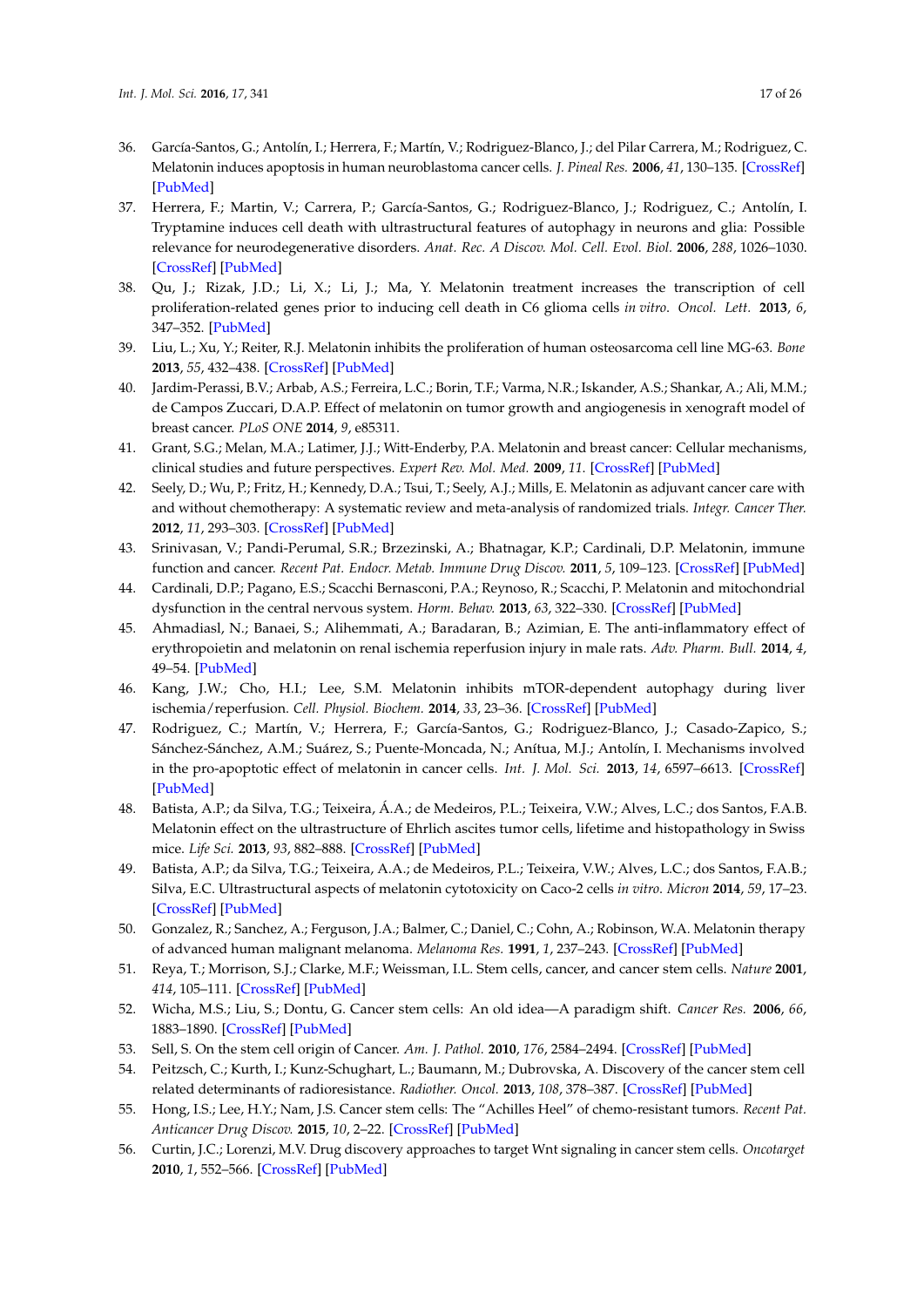36. García-Santos, G.; Antolín, I.; Herrera, F.; Martín, V.; Rodriguez-Blanco, J.; del Pilar Carrera, M.; Rodriguez, C. Melatonin induces apoptosis in human neuroblastoma cancer cells. *J. Pineal Res.* **2006**, *41*, 130–135. [CrossRef] [PubMed]
37. Herrera, F.; Martin, V.; Carrera, P.; García-Santos, G.; Rodriguez-Blanco, J.; Rodriguez, C.; Antolín, I. Tryptamine induces cell death with ultrastructural features of autophagy in neurons and glia: Possible relevance for neurodegenerative disorders. *Anat. Rec. A Discov. Mol. Cell. Evol. Biol.* **2006**, *288*, 1026–1030. [CrossRef] [PubMed]
38. Qu, J.; Rizak, J.D.; Li, X.; Li, J.; Ma, Y. Melatonin treatment increases the transcription of cell proliferation-related genes prior to inducing cell death in C6 glioma cells *in vitro*. *Oncol. Lett.* **2013**, *6*, 347–352. [PubMed]
39. Liu, L.; Xu, Y.; Reiter, R.J. Melatonin inhibits the proliferation of human osteosarcoma cell line MG-63. *Bone* **2013**, *55*, 432–438. [CrossRef] [PubMed]
40. Jardim-Perassi, B.V.; Arbab, A.S.; Ferreira, L.C.; Borin, T.F.; Varma, N.R.; Iskander, A.S.; Shankar, A.; Ali, M.M.; de Campos Zuccari, D.A.P. Effect of melatonin on tumor growth and angiogenesis in xenograft model of breast cancer. *PLoS ONE* **2014**, *9*, e85311.
41. Grant, S.G.; Melan, M.A.; Latimer, J.J.; Witt-Enderby, P.A. Melatonin and breast cancer: Cellular mechanisms, clinical studies and future perspectives. *Expert Rev. Mol. Med.* **2009**, *11*. [CrossRef] [PubMed]
42. Seely, D.; Wu, P.; Fritz, H.; Kennedy, D.A.; Tsui, T.; Seely, A.J.; Mills, E. Melatonin as adjuvant cancer care with and without chemotherapy: A systematic review and meta-analysis of randomized trials. *Integr. Cancer Ther.* **2012**, *11*, 293–303. [CrossRef] [PubMed]
43. Srinivasan, V.; Pandi-Perumal, S.R.; Brzezinski, A.; Bhatnagar, K.P.; Cardinali, D.P. Melatonin, immune function and cancer. *Recent Pat. Endocr. Metab. Immune Drug Discov.* **2011**, *5*, 109–123. [CrossRef] [PubMed]
44. Cardinali, D.P.; Pagano, E.S.; Scacchi Bernasconi, P.A.; Reynoso, R.; Scacchi, P. Melatonin and mitochondrial dysfunction in the central nervous system. *Horm. Behav.* **2013**, *63*, 322–330. [CrossRef] [PubMed]
45. Ahmadiasl, N.; Banaei, S.; Alihemmati, A.; Baradaran, B.; Azimian, E. The anti-inflammatory effect of erythropoietin and melatonin on renal ischemia reperfusion injury in male rats. *Adv. Pharm. Bull.* **2014**, *4*, 49–54. [PubMed]
46. Kang, J.W.; Cho, H.I.; Lee, S.M. Melatonin inhibits mTOR-dependent autophagy during liver ischemia/reperfusion. *Cell. Physiol. Biochem.* **2014**, *33*, 23–36. [CrossRef] [PubMed]
47. Rodriguez, C.; Martín, V.; Herrera, F.; García-Santos, G.; Rodriguez-Blanco, J.; Casado-Zapico, S.; Sánchez-Sánchez, A.M.; Suárez, S.; Puente-Moncada, N.; Anítua, M.J.; Antolín, I. Mechanisms involved in the pro-apoptotic effect of melatonin in cancer cells. *Int. J. Mol. Sci.* **2013**, *14*, 6597–6613. [CrossRef] [PubMed]
48. Batista, A.P.; da Silva, T.G.; Teixeira, Á.A.; de Medeiros, P.L.; Teixeira, V.W.; Alves, L.C.; dos Santos, F.A.B. Melatonin effect on the ultrastructure of Ehrlich ascites tumor cells, lifetime and histopathology in Swiss mice. *Life Sci.* **2013**, *93*, 882–888. [CrossRef] [PubMed]
49. Batista, A.P.; da Silva, T.G.; Teixeira, A.A.; de Medeiros, P.L.; Teixeira, V.W.; Alves, L.C.; dos Santos, F.A.B.; Silva, E.C. Ultrastructural aspects of melatonin cytotoxicity on Caco-2 cells *in vitro*. *Micron* **2014**, *59*, 17–23. [CrossRef] [PubMed]
50. Gonzalez, R.; Sanchez, A.; Ferguson, J.A.; Balmer, C.; Daniel, C.; Cohn, A.; Robinson, W.A. Melatonin therapy of advanced human malignant melanoma. *Melanoma Res.* **1991**, *1*, 237–243. [CrossRef] [PubMed]
51. Reya, T.; Morrison, S.J.; Clarke, M.F.; Weissman, I.L. Stem cells, cancer, and cancer stem cells. *Nature* **2001**, *414*, 105–111. [CrossRef] [PubMed]
52. Wicha, M.S.; Liu, S.; Dontu, G. Cancer stem cells: An old idea—A paradigm shift. *Cancer Res.* **2006**, *66*, 1883–1890. [CrossRef] [PubMed]
53. Sell, S. On the stem cell origin of Cancer. *Am. J. Pathol.* **2010**, *176*, 2584–2494. [CrossRef] [PubMed]
54. Peitzsch, C.; Kurth, I.; Kunz-Schughart, L.; Baumann, M.; Dubrovska, A. Discovery of the cancer stem cell related determinants of radioresistance. *Radiother. Oncol.* **2013**, *108*, 378–387. [CrossRef] [PubMed]
55. Hong, I.S.; Lee, H.Y.; Nam, J.S. Cancer stem cells: The "Achilles Heel" of chemo-resistant tumors. *Recent Pat. Anticancer Drug Discov.* **2015**, *10*, 2–22. [CrossRef] [PubMed]
56. Curtin, J.C.; Lorenzi, M.V. Drug discovery approaches to target Wnt signaling in cancer stem cells. *Oncotarget* **2010**, *1*, 552–566. [CrossRef] [PubMed]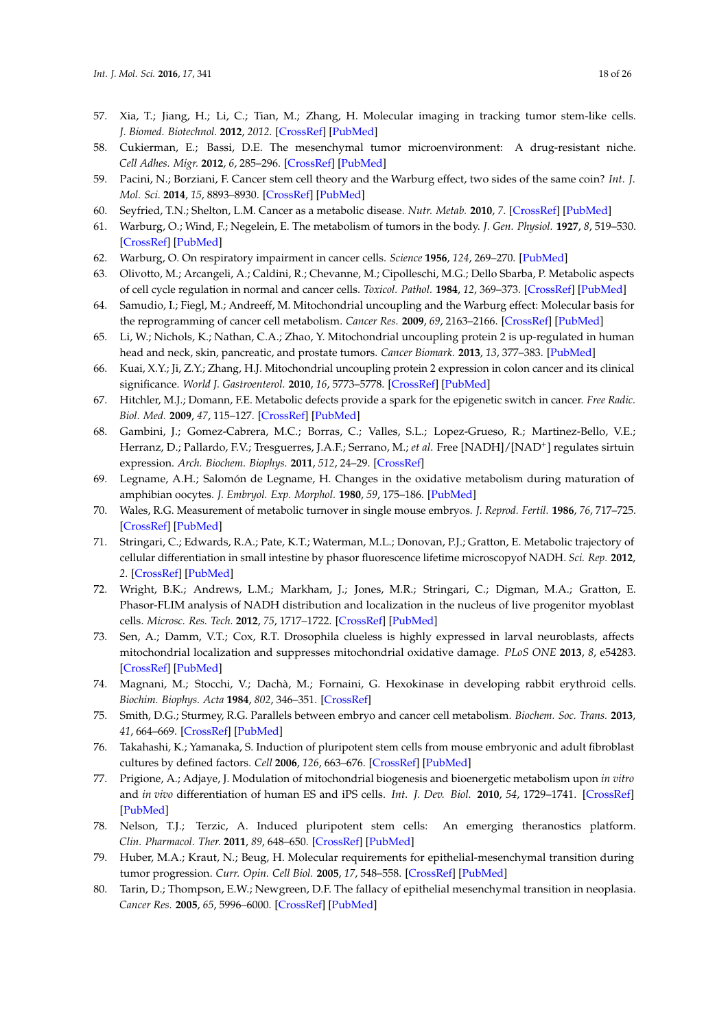57. Xia, T.; Jiang, H.; Li, C.; Tian, M.; Zhang, H. Molecular imaging in tracking tumor stem-like cells. *J. Biomed. Biotechnol.* **2012**, *2012*. [CrossRef] [PubMed]
58. Cukierman, E.; Bassi, D.E. The mesenchymal tumor microenvironment: A drug-resistant niche. *Cell Adhes. Migr.* **2012**, *6*, 285–296. [CrossRef] [PubMed]
59. Pacini, N.; Borziani, F. Cancer stem cell theory and the Warburg effect, two sides of the same coin? *Int. J. Mol. Sci.* **2014**, *15*, 8893–8930. [CrossRef] [PubMed]
60. Seyfried, T.N.; Shelton, L.M. Cancer as a metabolic disease. *Nutr. Metab.* **2010**, *7*. [CrossRef] [PubMed]
61. Warburg, O.; Wind, F.; Negelein, E. The metabolism of tumors in the body. *J. Gen. Physiol.* **1927**, *8*, 519–530. [CrossRef] [PubMed]
62. Warburg, O. On respiratory impairment in cancer cells. *Science* **1956**, *124*, 269–270. [PubMed]
63. Olivotto, M.; Arcangeli, A.; Caldini, R.; Chevanne, M.; Cipolleschi, M.G.; Dello Sbarba, P. Metabolic aspects of cell cycle regulation in normal and cancer cells. *Toxicol. Pathol.* **1984**, *12*, 369–373. [CrossRef] [PubMed]
64. Samudio, I.; Fiegl, M.; Andreeff, M. Mitochondrial uncoupling and the Warburg effect: Molecular basis for the reprogramming of cancer cell metabolism. *Cancer Res.* **2009**, *69*, 2163–2166. [CrossRef] [PubMed]
65. Li, W.; Nichols, K.; Nathan, C.A.; Zhao, Y. Mitochondrial uncoupling protein 2 is up-regulated in human head and neck, skin, pancreatic, and prostate tumors. *Cancer Biomark.* **2013**, *13*, 377–383. [PubMed]
66. Kuai, X.Y.; Ji, Z.Y.; Zhang, H.J. Mitochondrial uncoupling protein 2 expression in colon cancer and its clinical significance. *World J. Gastroenterol.* **2010**, *16*, 5773–5778. [CrossRef] [PubMed]
67. Hitchler, M.J.; Domann, F.E. Metabolic defects provide a spark for the epigenetic switch in cancer. *Free Radic. Biol. Med.* **2009**, *47*, 115–127. [CrossRef] [PubMed]
68. Gambini, J.; Gomez-Cabrera, M.C.; Borras, C.; Valles, S.L.; Lopez-Grueso, R.; Martinez-Bello, V.E.; Herranz, D.; Pallardo, F.V.; Tresguerres, J.A.F.; Serrano, M.; *et al.* Free [NADH]/[NAD$^+$] regulates sirtuin expression. *Arch. Biochem. Biophys.* **2011**, *512*, 24–29. [CrossRef]
69. Legname, A.H.; Salomón de Legname, H. Changes in the oxidative metabolism during maturation of amphibian oocytes. *J. Embryol. Exp. Morphol.* **1980**, *59*, 175–186. [PubMed]
70. Wales, R.G. Measurement of metabolic turnover in single mouse embryos. *J. Reprod. Fertil.* **1986**, *76*, 717–725. [CrossRef] [PubMed]
71. Stringari, C.; Edwards, R.A.; Pate, K.T.; Waterman, M.L.; Donovan, P.J.; Gratton, E. Metabolic trajectory of cellular differentiation in small intestine by phasor fluorescence lifetime microscopyof NADH. *Sci. Rep.* **2012**, *2*. [CrossRef] [PubMed]
72. Wright, B.K.; Andrews, L.M.; Markham, J.; Jones, M.R.; Stringari, C.; Digman, M.A.; Gratton, E. Phasor-FLIM analysis of NADH distribution and localization in the nucleus of live progenitor myoblast cells. *Microsc. Res. Tech.* **2012**, *75*, 1717–1722. [CrossRef] [PubMed]
73. Sen, A.; Damm, V.T.; Cox, R.T. Drosophila clueless is highly expressed in larval neuroblasts, affects mitochondrial localization and suppresses mitochondrial oxidative damage. *PLoS ONE* **2013**, *8*, e54283. [CrossRef] [PubMed]
74. Magnani, M.; Stocchi, V.; Dachà, M.; Fornaini, G. Hexokinase in developing rabbit erythroid cells. *Biochim. Biophys. Acta* **1984**, *802*, 346–351. [CrossRef]
75. Smith, D.G.; Sturmey, R.G. Parallels between embryo and cancer cell metabolism. *Biochem. Soc. Trans.* **2013**, *41*, 664–669. [CrossRef] [PubMed]
76. Takahashi, K.; Yamanaka, S. Induction of pluripotent stem cells from mouse embryonic and adult fibroblast cultures by defined factors. *Cell* **2006**, *126*, 663–676. [CrossRef] [PubMed]
77. Prigione, A.; Adjaye, J. Modulation of mitochondrial biogenesis and bioenergetic metabolism upon *in vitro* and *in vivo* differentiation of human ES and iPS cells. *Int. J. Dev. Biol.* **2010**, *54*, 1729–1741. [CrossRef] [PubMed]
78. Nelson, T.J.; Terzic, A. Induced pluripotent stem cells: An emerging theranostics platform. *Clin. Pharmacol. Ther.* **2011**, *89*, 648–650. [CrossRef] [PubMed]
79. Huber, M.A.; Kraut, N.; Beug, H. Molecular requirements for epithelial-mesenchymal transition during tumor progression. *Curr. Opin. Cell Biol.* **2005**, *17*, 548–558. [CrossRef] [PubMed]
80. Tarin, D.; Thompson, E.W.; Newgreen, D.F. The fallacy of epithelial mesenchymal transition in neoplasia. *Cancer Res.* **2005**, *65*, 5996–6000. [CrossRef] [PubMed]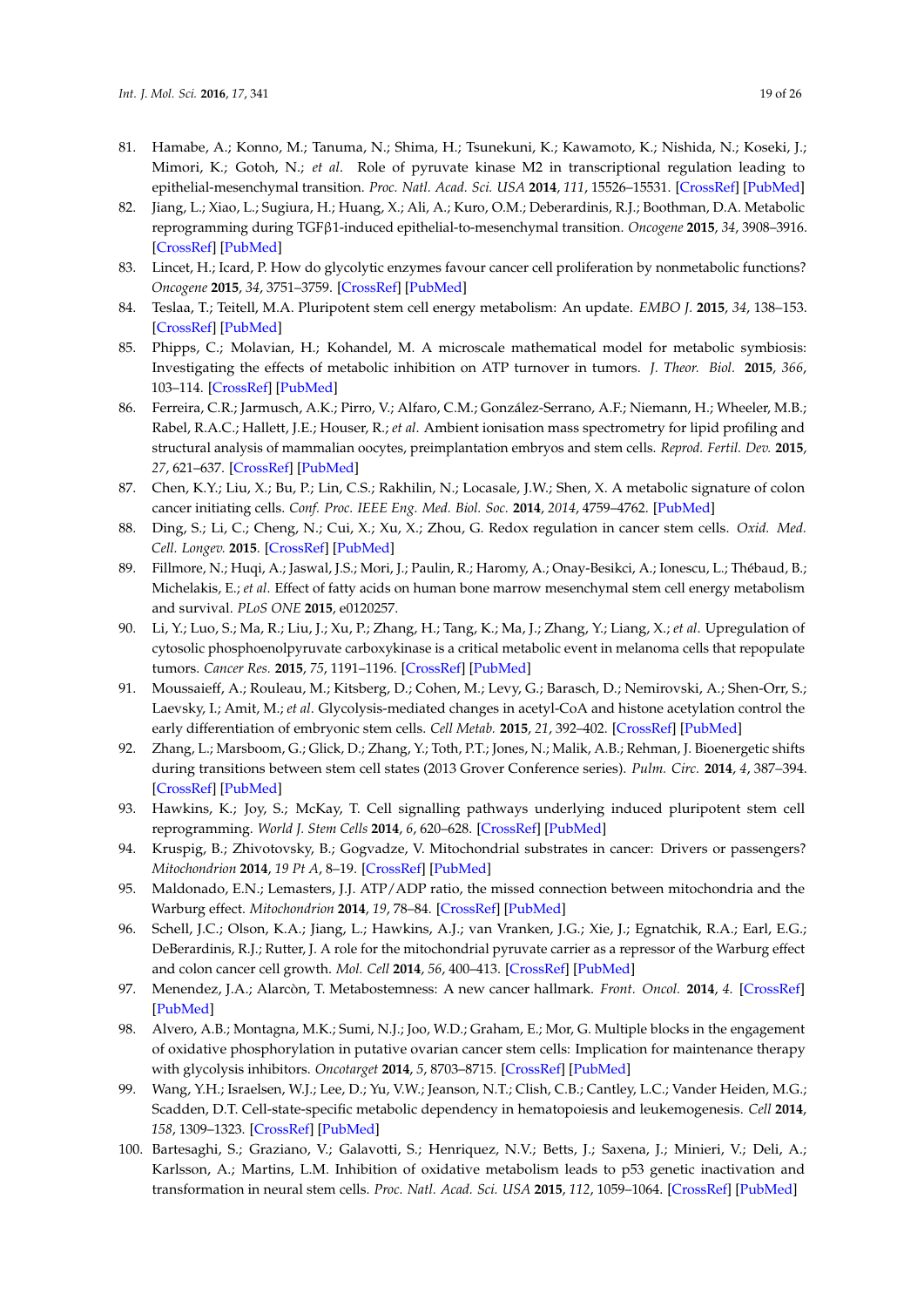81. Hamabe, A.; Konno, M.; Tanuma, N.; Shima, H.; Tsunekuni, K.; Kawamoto, K.; Nishida, N.; Koseki, J.; Mimori, K.; Gotoh, N.; *et al.* Role of pyruvate kinase M2 in transcriptional regulation leading to epithelial-mesenchymal transition. *Proc. Natl. Acad. Sci. USA* **2014**, *111*, 15526–15531. [CrossRef] [PubMed]
82. Jiang, L.; Xiao, L.; Sugiura, H.; Huang, X.; Ali, A.; Kuro, O.M.; Deberardinis, R.J.; Boothman, D.A. Metabolic reprogramming during TGFβ1-induced epithelial-to-mesenchymal transition. *Oncogene* **2015**, *34*, 3908–3916. [CrossRef] [PubMed]
83. Lincet, H.; Icard, P. How do glycolytic enzymes favour cancer cell proliferation by nonmetabolic functions? *Oncogene* **2015**, *34*, 3751–3759. [CrossRef] [PubMed]
84. Teslaa, T.; Teitell, M.A. Pluripotent stem cell energy metabolism: An update. *EMBO J.* **2015**, *34*, 138–153. [CrossRef] [PubMed]
85. Phipps, C.; Molavian, H.; Kohandel, M. A microscale mathematical model for metabolic symbiosis: Investigating the effects of metabolic inhibition on ATP turnover in tumors. *J. Theor. Biol.* **2015**, *366*, 103–114. [CrossRef] [PubMed]
86. Ferreira, C.R.; Jarmusch, A.K.; Pirro, V.; Alfaro, C.M.; González-Serrano, A.F.; Niemann, H.; Wheeler, M.B.; Rabel, R.A.C.; Hallett, J.E.; Houser, R.; *et al.* Ambient ionisation mass spectrometry for lipid profiling and structural analysis of mammalian oocytes, preimplantation embryos and stem cells. *Reprod. Fertil. Dev.* **2015**, *27*, 621–637. [CrossRef] [PubMed]
87. Chen, K.Y.; Liu, X.; Bu, P.; Lin, C.S.; Rakhilin, N.; Locasale, J.W.; Shen, X. A metabolic signature of colon cancer initiating cells. *Conf. Proc. IEEE Eng. Med. Biol. Soc.* **2014**, *2014*, 4759–4762. [PubMed]
88. Ding, S.; Li, C.; Cheng, N.; Cui, X.; Xu, X.; Zhou, G. Redox regulation in cancer stem cells. *Oxid. Med. Cell. Longev.* **2015**. [CrossRef] [PubMed]
89. Fillmore, N.; Huqi, A.; Jaswal, J.S.; Mori, J.; Paulin, R.; Haromy, A.; Onay-Besikci, A.; Ionescu, L.; Thébaud, B.; Michelakis, E.; *et al.* Effect of fatty acids on human bone marrow mesenchymal stem cell energy metabolism and survival. *PLoS ONE* **2015**, e0120257.
90. Li, Y.; Luo, S.; Ma, R.; Liu, J.; Xu, P.; Zhang, H.; Tang, K.; Ma, J.; Zhang, Y.; Liang, X.; *et al.* Upregulation of cytosolic phosphoenolpyruvate carboxykinase is a critical metabolic event in melanoma cells that repopulate tumors. *Cancer Res.* **2015**, *75*, 1191–1196. [CrossRef] [PubMed]
91. Moussaieff, A.; Rouleau, M.; Kitsberg, D.; Cohen, M.; Levy, G.; Barasch, D.; Nemirovski, A.; Shen-Orr, S.; Laevsky, I.; Amit, M.; *et al.* Glycolysis-mediated changes in acetyl-CoA and histone acetylation control the early differentiation of embryonic stem cells. *Cell Metab.* **2015**, *21*, 392–402. [CrossRef] [PubMed]
92. Zhang, L.; Marsboom, G.; Glick, D.; Zhang, Y.; Toth, P.T.; Jones, N.; Malik, A.B.; Rehman, J. Bioenergetic shifts during transitions between stem cell states (2013 Grover Conference series). *Pulm. Circ.* **2014**, *4*, 387–394. [CrossRef] [PubMed]
93. Hawkins, K.; Joy, S.; McKay, T. Cell signalling pathways underlying induced pluripotent stem cell reprogramming. *World J. Stem Cells* **2014**, *6*, 620–628. [CrossRef] [PubMed]
94. Kruspig, B.; Zhivotovsky, B.; Gogvadze, V. Mitochondrial substrates in cancer: Drivers or passengers? *Mitochondrion* **2014**, *19 Pt A*, 8–19. [CrossRef] [PubMed]
95. Maldonado, E.N.; Lemasters, J.J. ATP/ADP ratio, the missed connection between mitochondria and the Warburg effect. *Mitochondrion* **2014**, *19*, 78–84. [CrossRef] [PubMed]
96. Schell, J.C.; Olson, K.A.; Jiang, L.; Hawkins, A.J.; van Vranken, J.G.; Xie, J.; Egnatchik, R.A.; Earl, E.G.; DeBerardinis, R.J.; Rutter, J. A role for the mitochondrial pyruvate carrier as a repressor of the Warburg effect and colon cancer cell growth. *Mol. Cell* **2014**, *56*, 400–413. [CrossRef] [PubMed]
97. Menendez, J.A.; Alarcòn, T. Metabostemness: A new cancer hallmark. *Front. Oncol.* **2014**, *4*. [CrossRef] [PubMed]
98. Alvero, A.B.; Montagna, M.K.; Sumi, N.J.; Joo, W.D.; Graham, E.; Mor, G. Multiple blocks in the engagement of oxidative phosphorylation in putative ovarian cancer stem cells: Implication for maintenance therapy with glycolysis inhibitors. *Oncotarget* **2014**, *5*, 8703–8715. [CrossRef] [PubMed]
99. Wang, Y.H.; Israelsen, W.J.; Lee, D.; Yu, V.W.; Jeanson, N.T.; Clish, C.B.; Cantley, L.C.; Vander Heiden, M.G.; Scadden, D.T. Cell-state-specific metabolic dependency in hematopoiesis and leukemogenesis. *Cell* **2014**, *158*, 1309–1323. [CrossRef] [PubMed]
100. Bartesaghi, S.; Graziano, V.; Galavotti, S.; Henriquez, N.V.; Betts, J.; Saxena, J.; Minieri, V.; Deli, A.; Karlsson, A.; Martins, L.M. Inhibition of oxidative metabolism leads to p53 genetic inactivation and transformation in neural stem cells. *Proc. Natl. Acad. Sci. USA* **2015**, *112*, 1059–1064. [CrossRef] [PubMed]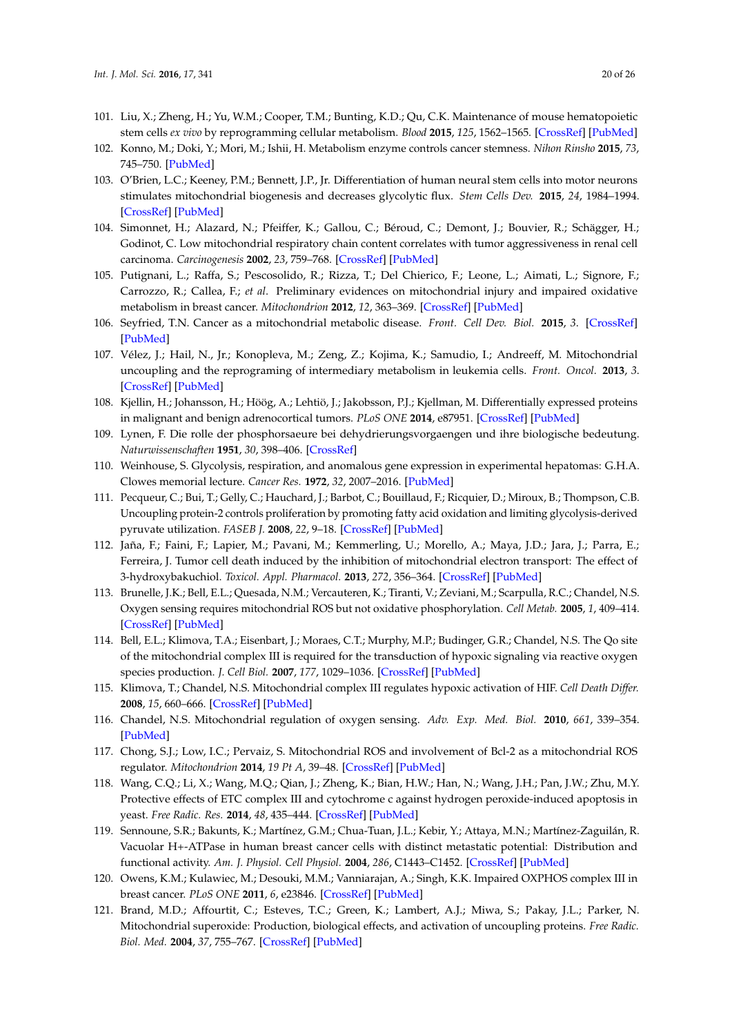101. Liu, X.; Zheng, H.; Yu, W.M.; Cooper, T.M.; Bunting, K.D.; Qu, C.K. Maintenance of mouse hematopoietic stem cells *ex vivo* by reprogramming cellular metabolism. *Blood* **2015**, *125*, 1562–1565. [CrossRef] [PubMed]
102. Konno, M.; Doki, Y.; Mori, M.; Ishii, H. Metabolism enzyme controls cancer stemness. *Nihon Rinsho* **2015**, *73*, 745–750. [PubMed]
103. O'Brien, L.C.; Keeney, P.M.; Bennett, J.P., Jr. Differentiation of human neural stem cells into motor neurons stimulates mitochondrial biogenesis and decreases glycolytic flux. *Stem Cells Dev.* **2015**, *24*, 1984–1994. [CrossRef] [PubMed]
104. Simonnet, H.; Alazard, N.; Pfeiffer, K.; Gallou, C.; Béroud, C.; Demont, J.; Bouvier, R.; Schägger, H.; Godinot, C. Low mitochondrial respiratory chain content correlates with tumor aggressiveness in renal cell carcinoma. *Carcinogenesis* **2002**, *23*, 759–768. [CrossRef] [PubMed]
105. Putignani, L.; Raffa, S.; Pescosolido, R.; Rizza, T.; Del Chierico, F.; Leone, L.; Aimati, L.; Signore, F.; Carrozzo, R.; Callea, F.; *et al*. Preliminary evidences on mitochondrial injury and impaired oxidative metabolism in breast cancer. *Mitochondrion* **2012**, *12*, 363–369. [CrossRef] [PubMed]
106. Seyfried, T.N. Cancer as a mitochondrial metabolic disease. *Front. Cell Dev. Biol.* **2015**, *3*. [CrossRef] [PubMed]
107. Vélez, J.; Hail, N., Jr.; Konopleva, M.; Zeng, Z.; Kojima, K.; Samudio, I.; Andreeff, M. Mitochondrial uncoupling and the reprograming of intermediary metabolism in leukemia cells. *Front. Oncol.* **2013**, *3*. [CrossRef] [PubMed]
108. Kjellin, H.; Johansson, H.; Höög, A.; Lehtiö, J.; Jakobsson, P.J.; Kjellman, M. Differentially expressed proteins in malignant and benign adrenocortical tumors. *PLoS ONE* **2014**, e87951. [CrossRef] [PubMed]
109. Lynen, F. Die rolle der phosphorsaeure bei dehydrierungsvorgaengen und ihre biologische bedeutung. *Naturwissenschaften* **1951**, *30*, 398–406. [CrossRef]
110. Weinhouse, S. Glycolysis, respiration, and anomalous gene expression in experimental hepatomas: G.H.A. Clowes memorial lecture. *Cancer Res.* **1972**, *32*, 2007–2016. [PubMed]
111. Pecqueur, C.; Bui, T.; Gelly, C.; Hauchard, J.; Barbot, C.; Bouillaud, F.; Ricquier, D.; Miroux, B.; Thompson, C.B. Uncoupling protein-2 controls proliferation by promoting fatty acid oxidation and limiting glycolysis-derived pyruvate utilization. *FASEB J.* **2008**, *22*, 9–18. [CrossRef] [PubMed]
112. Jaña, F.; Faini, F.; Lapier, M.; Pavani, M.; Kemmerling, U.; Morello, A.; Maya, J.D.; Jara, J.; Parra, E.; Ferreira, J. Tumor cell death induced by the inhibition of mitochondrial electron transport: The effect of 3-hydroxybakuchiol. *Toxicol. Appl. Pharmacol.* **2013**, *272*, 356–364. [CrossRef] [PubMed]
113. Brunelle, J.K.; Bell, E.L.; Quesada, N.M.; Vercauteren, K.; Tiranti, V.; Zeviani, M.; Scarpulla, R.C.; Chandel, N.S. Oxygen sensing requires mitochondrial ROS but not oxidative phosphorylation. *Cell Metab.* **2005**, *1*, 409–414. [CrossRef] [PubMed]
114. Bell, E.L.; Klimova, T.A.; Eisenbart, J.; Moraes, C.T.; Murphy, M.P.; Budinger, G.R.; Chandel, N.S. The Qo site of the mitochondrial complex III is required for the transduction of hypoxic signaling via reactive oxygen species production. *J. Cell Biol.* **2007**, *177*, 1029–1036. [CrossRef] [PubMed]
115. Klimova, T.; Chandel, N.S. Mitochondrial complex III regulates hypoxic activation of HIF. *Cell Death Differ.* **2008**, *15*, 660–666. [CrossRef] [PubMed]
116. Chandel, N.S. Mitochondrial regulation of oxygen sensing. *Adv. Exp. Med. Biol.* **2010**, *661*, 339–354. [PubMed]
117. Chong, S.J.; Low, I.C.; Pervaiz, S. Mitochondrial ROS and involvement of Bcl-2 as a mitochondrial ROS regulator. *Mitochondrion* **2014**, *19 Pt A*, 39–48. [CrossRef] [PubMed]
118. Wang, C.Q.; Li, X.; Wang, M.Q.; Qian, J.; Zheng, K.; Bian, H.W.; Han, N.; Wang, J.H.; Pan, J.W.; Zhu, M.Y. Protective effects of ETC complex III and cytochrome c against hydrogen peroxide-induced apoptosis in yeast. *Free Radic. Res.* **2014**, *48*, 435–444. [CrossRef] [PubMed]
119. Sennoune, S.R.; Bakunts, K.; Martínez, G.M.; Chua-Tuan, J.L.; Kebir, Y.; Attaya, M.N.; Martínez-Zaguilán, R. Vacuolar H+-ATPase in human breast cancer cells with distinct metastatic potential: Distribution and functional activity. *Am. J. Physiol. Cell Physiol.* **2004**, *286*, C1443–C1452. [CrossRef] [PubMed]
120. Owens, K.M.; Kulawiec, M.; Desouki, M.M.; Vanniarajan, A.; Singh, K.K. Impaired OXPHOS complex III in breast cancer. *PLoS ONE* **2011**, *6*, e23846. [CrossRef] [PubMed]
121. Brand, M.D.; Affourtit, C.; Esteves, T.C.; Green, K.; Lambert, A.J.; Miwa, S.; Pakay, J.L.; Parker, N. Mitochondrial superoxide: Production, biological effects, and activation of uncoupling proteins. *Free Radic. Biol. Med.* **2004**, *37*, 755–767. [CrossRef] [PubMed]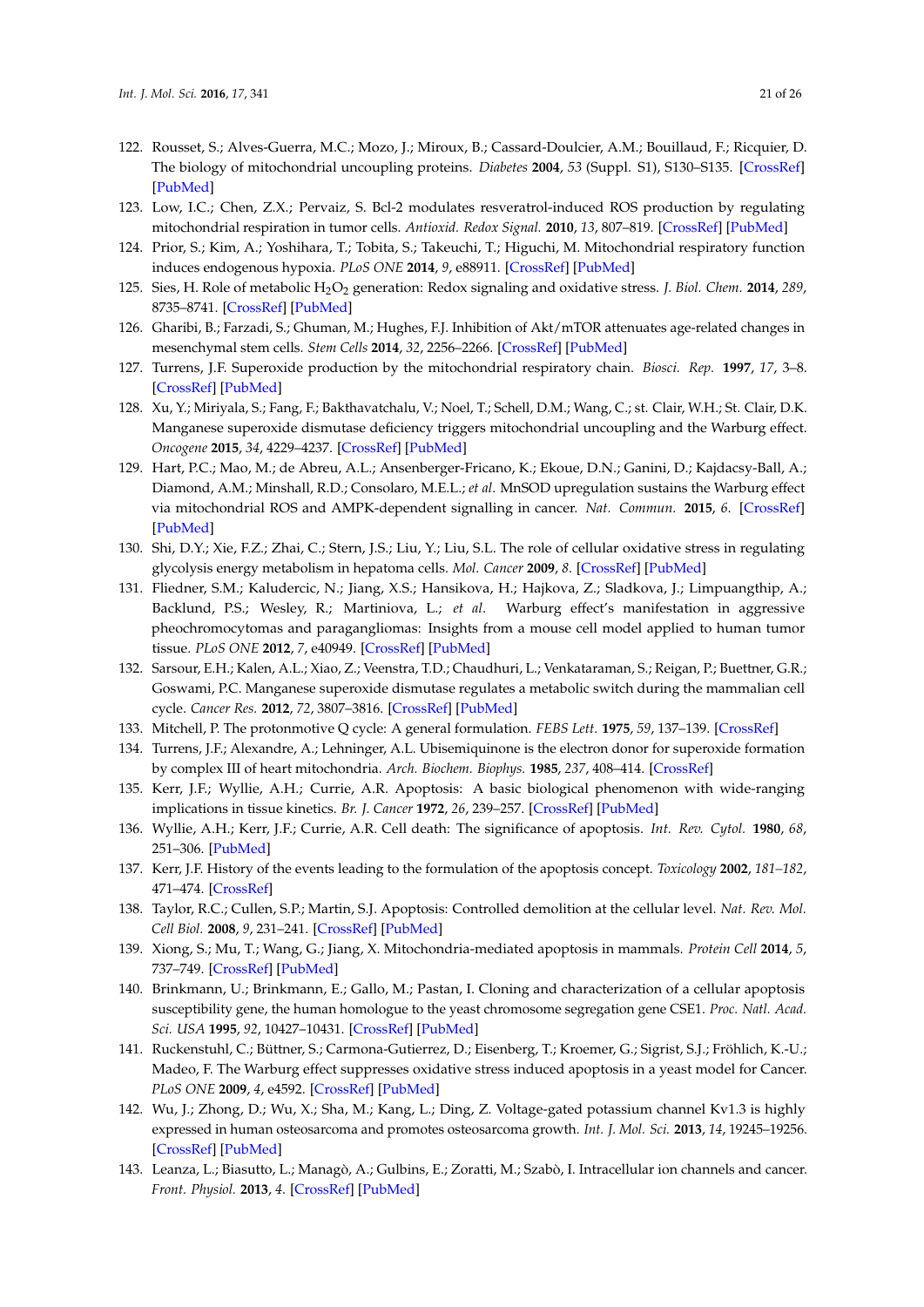122. Rousset, S.; Alves-Guerra, M.C.; Mozo, J.; Miroux, B.; Cassard-Doulcier, A.M.; Bouillaud, F.; Ricquier, D. The biology of mitochondrial uncoupling proteins. *Diabetes* **2004**, *53* (Suppl. S1), S130–S135. [CrossRef] [PubMed]
123. Low, I.C.; Chen, Z.X.; Pervaiz, S. Bcl-2 modulates resveratrol-induced ROS production by regulating mitochondrial respiration in tumor cells. *Antioxid. Redox Signal.* **2010**, *13*, 807–819. [CrossRef] [PubMed]
124. Prior, S.; Kim, A.; Yoshihara, T.; Tobita, S.; Takeuchi, T.; Higuchi, M. Mitochondrial respiratory function induces endogenous hypoxia. *PLoS ONE* **2014**, *9*, e88911. [CrossRef] [PubMed]
125. Sies, H. Role of metabolic $H_2O_2$ generation: Redox signaling and oxidative stress. *J. Biol. Chem.* **2014**, *289*, 8735–8741. [CrossRef] [PubMed]
126. Gharibi, B.; Farzadi, S.; Ghuman, M.; Hughes, F.J. Inhibition of Akt/mTOR attenuates age-related changes in mesenchymal stem cells. *Stem Cells* **2014**, *32*, 2256–2266. [CrossRef] [PubMed]
127. Turrens, J.F. Superoxide production by the mitochondrial respiratory chain. *Biosci. Rep.* **1997**, *17*, 3–8. [CrossRef] [PubMed]
128. Xu, Y.; Miriyala, S.; Fang, F.; Bakthavatchalu, V.; Noel, T.; Schell, D.M.; Wang, C.; st. Clair, W.H.; St. Clair, D.K. Manganese superoxide dismutase deficiency triggers mitochondrial uncoupling and the Warburg effect. *Oncogene* **2015**, *34*, 4229–4237. [CrossRef] [PubMed]
129. Hart, P.C.; Mao, M.; de Abreu, A.L.; Ansenberger-Fricano, K.; Ekoue, D.N.; Ganini, D.; Kajdacsy-Ball, A.; Diamond, A.M.; Minshall, R.D.; Consolaro, M.E.L.; *et al.* MnSOD upregulation sustains the Warburg effect via mitochondrial ROS and AMPK-dependent signalling in cancer. *Nat. Commun.* **2015**, *6*. [CrossRef] [PubMed]
130. Shi, D.Y.; Xie, F.Z.; Zhai, C.; Stern, J.S.; Liu, Y.; Liu, S.L. The role of cellular oxidative stress in regulating glycolysis energy metabolism in hepatoma cells. *Mol. Cancer* **2009**, *8*. [CrossRef] [PubMed]
131. Fliedner, S.M.; Kaludercic, N.; Jiang, X.S.; Hansikova, H.; Hajkova, Z.; Sladkova, J.; Limpuangthip, A.; Backlund, P.S.; Wesley, R.; Martiniova, L.; *et al.* Warburg effect's manifestation in aggressive pheochromocytomas and paragangliomas: Insights from a mouse cell model applied to human tumor tissue. *PLoS ONE* **2012**, *7*, e40949. [CrossRef] [PubMed]
132. Sarsour, E.H.; Kalen, A.L.; Xiao, Z.; Veenstra, T.D.; Chaudhuri, L.; Venkataraman, S.; Reigan, P.; Buettner, G.R.; Goswami, P.C. Manganese superoxide dismutase regulates a metabolic switch during the mammalian cell cycle. *Cancer Res.* **2012**, *72*, 3807–3816. [CrossRef] [PubMed]
133. Mitchell, P. The protonmotive Q cycle: A general formulation. *FEBS Lett.* **1975**, *59*, 137–139. [CrossRef]
134. Turrens, J.F.; Alexandre, A.; Lehninger, A.L. Ubisemiquinone is the electron donor for superoxide formation by complex III of heart mitochondria. *Arch. Biochem. Biophys.* **1985**, *237*, 408–414. [CrossRef]
135. Kerr, J.F.; Wyllie, A.H.; Currie, A.R. Apoptosis: A basic biological phenomenon with wide-ranging implications in tissue kinetics. *Br. J. Cancer* **1972**, *26*, 239–257. [CrossRef] [PubMed]
136. Wyllie, A.H.; Kerr, J.F.; Currie, A.R. Cell death: The significance of apoptosis. *Int. Rev. Cytol.* **1980**, *68*, 251–306. [PubMed]
137. Kerr, J.F. History of the events leading to the formulation of the apoptosis concept. *Toxicology* **2002**, *181–182*, 471–474. [CrossRef]
138. Taylor, R.C.; Cullen, S.P.; Martin, S.J. Apoptosis: Controlled demolition at the cellular level. *Nat. Rev. Mol. Cell Biol.* **2008**, *9*, 231–241. [CrossRef] [PubMed]
139. Xiong, S.; Mu, T.; Wang, G.; Jiang, X. Mitochondria-mediated apoptosis in mammals. *Protein Cell* **2014**, *5*, 737–749. [CrossRef] [PubMed]
140. Brinkmann, U.; Brinkmann, E.; Gallo, M.; Pastan, I. Cloning and characterization of a cellular apoptosis susceptibility gene, the human homologue to the yeast chromosome segregation gene CSE1. *Proc. Natl. Acad. Sci. USA* **1995**, *92*, 10427–10431. [CrossRef] [PubMed]
141. Ruckenstuhl, C.; Büttner, S.; Carmona-Gutierrez, D.; Eisenberg, T.; Kroemer, G.; Sigrist, S.J.; Fröhlich, K.-U.; Madeo, F. The Warburg effect suppresses oxidative stress induced apoptosis in a yeast model for Cancer. *PLoS ONE* **2009**, *4*, e4592. [CrossRef] [PubMed]
142. Wu, J.; Zhong, D.; Wu, X.; Sha, M.; Kang, L.; Ding, Z. Voltage-gated potassium channel Kv1.3 is highly expressed in human osteosarcoma and promotes osteosarcoma growth. *Int. J. Mol. Sci.* **2013**, *14*, 19245–19256. [CrossRef] [PubMed]
143. Leanza, L.; Biasutto, L.; Managò, A.; Gulbins, E.; Zoratti, M.; Szabò, I. Intracellular ion channels and cancer. *Front. Physiol.* **2013**, *4*. [CrossRef] [PubMed]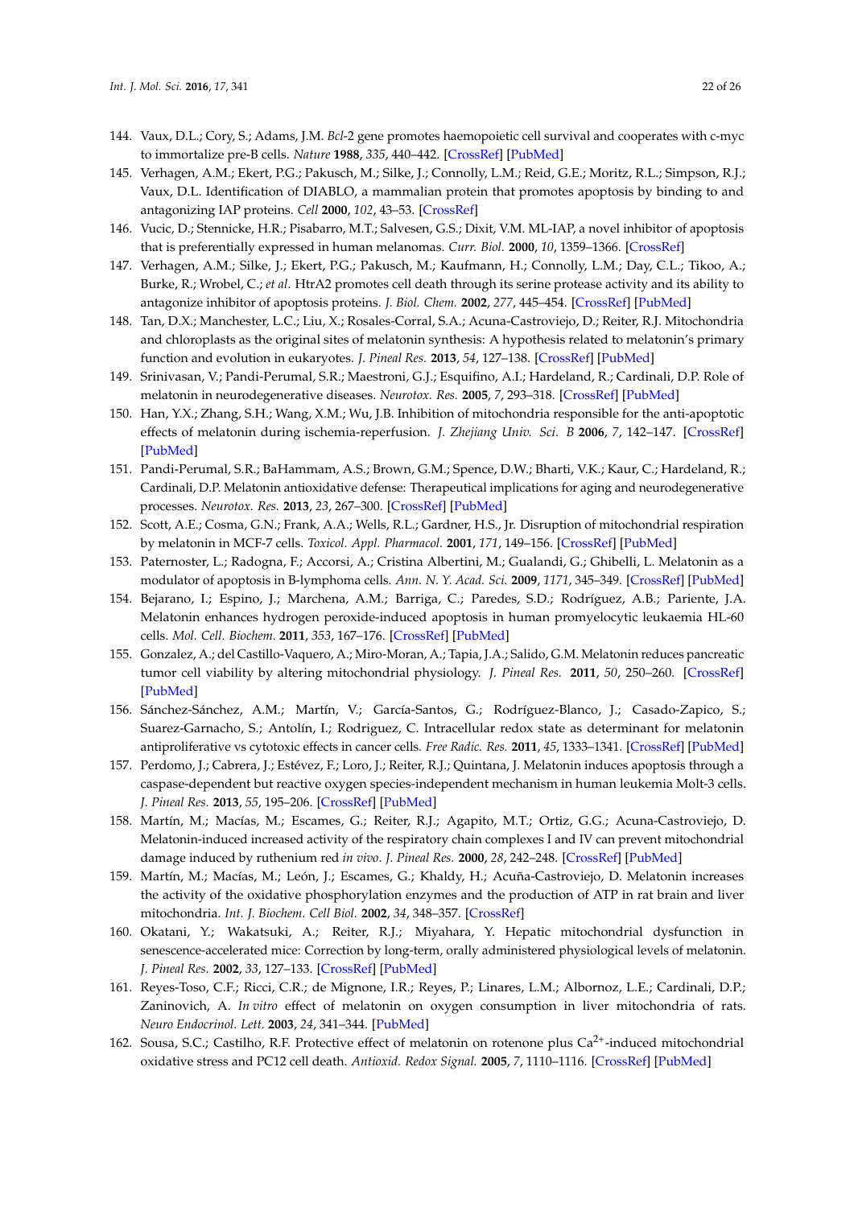144. Vaux, D.L.; Cory, S.; Adams, J.M. *Bcl*-2 gene promotes haemopoietic cell survival and cooperates with c-myc to immortalize pre-B cells. *Nature* **1988**, *335*, 440–442. [CrossRef] [PubMed]
145. Verhagen, A.M.; Ekert, P.G.; Pakusch, M.; Silke, J.; Connolly, L.M.; Reid, G.E.; Moritz, R.L.; Simpson, R.J.; Vaux, D.L. Identification of DIABLO, a mammalian protein that promotes apoptosis by binding to and antagonizing IAP proteins. *Cell* **2000**, *102*, 43–53. [CrossRef]
146. Vucic, D.; Stennicke, H.R.; Pisabarro, M.T.; Salvesen, G.S.; Dixit, V.M. ML-IAP, a novel inhibitor of apoptosis that is preferentially expressed in human melanomas. *Curr. Biol.* **2000**, *10*, 1359–1366. [CrossRef]
147. Verhagen, A.M.; Silke, J.; Ekert, P.G.; Pakusch, M.; Kaufmann, H.; Connolly, L.M.; Day, C.L.; Tikoo, A.; Burke, R.; Wrobel, C.; *et al*. HtrA2 promotes cell death through its serine protease activity and its ability to antagonize inhibitor of apoptosis proteins. *J. Biol. Chem.* **2002**, *277*, 445–454. [CrossRef] [PubMed]
148. Tan, D.X.; Manchester, L.C.; Liu, X.; Rosales-Corral, S.A.; Acuna-Castroviejo, D.; Reiter, R.J. Mitochondria and chloroplasts as the original sites of melatonin synthesis: A hypothesis related to melatonin's primary function and evolution in eukaryotes. *J. Pineal Res.* **2013**, *54*, 127–138. [CrossRef] [PubMed]
149. Srinivasan, V.; Pandi-Perumal, S.R.; Maestroni, G.J.; Esquifino, A.I.; Hardeland, R.; Cardinali, D.P. Role of melatonin in neurodegenerative diseases. *Neurotox. Res.* **2005**, *7*, 293–318. [CrossRef] [PubMed]
150. Han, Y.X.; Zhang, S.H.; Wang, X.M.; Wu, J.B. Inhibition of mitochondria responsible for the anti-apoptotic effects of melatonin during ischemia-reperfusion. *J. Zhejiang Univ. Sci. B* **2006**, *7*, 142–147. [CrossRef] [PubMed]
151. Pandi-Perumal, S.R.; BaHammam, A.S.; Brown, G.M.; Spence, D.W.; Bharti, V.K.; Kaur, C.; Hardeland, R.; Cardinali, D.P. Melatonin antioxidative defense: Therapeutical implications for aging and neurodegenerative processes. *Neurotox. Res.* **2013**, *23*, 267–300. [CrossRef] [PubMed]
152. Scott, A.E.; Cosma, G.N.; Frank, A.A.; Wells, R.L.; Gardner, H.S., Jr. Disruption of mitochondrial respiration by melatonin in MCF-7 cells. *Toxicol. Appl. Pharmacol.* **2001**, *171*, 149–156. [CrossRef] [PubMed]
153. Paternoster, L.; Radogna, F.; Accorsi, A.; Cristina Albertini, M.; Gualandi, G.; Ghibelli, L. Melatonin as a modulator of apoptosis in B-lymphoma cells. *Ann. N. Y. Acad. Sci.* **2009**, *1171*, 345–349. [CrossRef] [PubMed]
154. Bejarano, I.; Espino, J.; Marchena, A.M.; Barriga, C.; Paredes, S.D.; Rodríguez, A.B.; Pariente, J.A. Melatonin enhances hydrogen peroxide-induced apoptosis in human promyelocytic leukaemia HL-60 cells. *Mol. Cell. Biochem.* **2011**, *353*, 167–176. [CrossRef] [PubMed]
155. Gonzalez, A.; del Castillo-Vaquero, A.; Miro-Moran, A.; Tapia, J.A.; Salido, G.M. Melatonin reduces pancreatic tumor cell viability by altering mitochondrial physiology. *J. Pineal Res.* **2011**, *50*, 250–260. [CrossRef] [PubMed]
156. Sánchez-Sánchez, A.M.; Martín, V.; García-Santos, G.; Rodríguez-Blanco, J.; Casado-Zapico, S.; Suarez-Garnacho, S.; Antolín, I.; Rodriguez, C. Intracellular redox state as determinant for melatonin antiproliferative vs cytotoxic effects in cancer cells. *Free Radic. Res.* **2011**, *45*, 1333–1341. [CrossRef] [PubMed]
157. Perdomo, J.; Cabrera, J.; Estévez, F.; Loro, J.; Reiter, R.J.; Quintana, J. Melatonin induces apoptosis through a caspase-dependent but reactive oxygen species-independent mechanism in human leukemia Molt-3 cells. *J. Pineal Res.* **2013**, *55*, 195–206. [CrossRef] [PubMed]
158. Martín, M.; Macías, M.; Escames, G.; Reiter, R.J.; Agapito, M.T.; Ortiz, G.G.; Acuna-Castroviejo, D. Melatonin-induced increased activity of the respiratory chain complexes I and IV can prevent mitochondrial damage induced by ruthenium red *in vivo*. *J. Pineal Res.* **2000**, *28*, 242–248. [CrossRef] [PubMed]
159. Martín, M.; Macías, M.; León, J.; Escames, G.; Khaldy, H.; Acuña-Castroviejo, D. Melatonin increases the activity of the oxidative phosphorylation enzymes and the production of ATP in rat brain and liver mitochondria. *Int. J. Biochem. Cell Biol.* **2002**, *34*, 348–357. [CrossRef]
160. Okatani, Y.; Wakatsuki, A.; Reiter, R.J.; Miyahara, Y. Hepatic mitochondrial dysfunction in senescence-accelerated mice: Correction by long-term, orally administered physiological levels of melatonin. *J. Pineal Res.* **2002**, *33*, 127–133. [CrossRef] [PubMed]
161. Reyes-Toso, C.F.; Ricci, C.R.; de Mignone, I.R.; Reyes, P.; Linares, L.M.; Albornoz, L.E.; Cardinali, D.P.; Zaninovich, A. *In vitro* effect of melatonin on oxygen consumption in liver mitochondria of rats. *Neuro Endocrinol. Lett.* **2003**, *24*, 341–344. [PubMed]
162. Sousa, S.C.; Castilho, R.F. Protective effect of melatonin on rotenone plus $Ca^{2+}$-induced mitochondrial oxidative stress and PC12 cell death. *Antioxid. Redox Signal.* **2005**, *7*, 1110–1116. [CrossRef] [PubMed]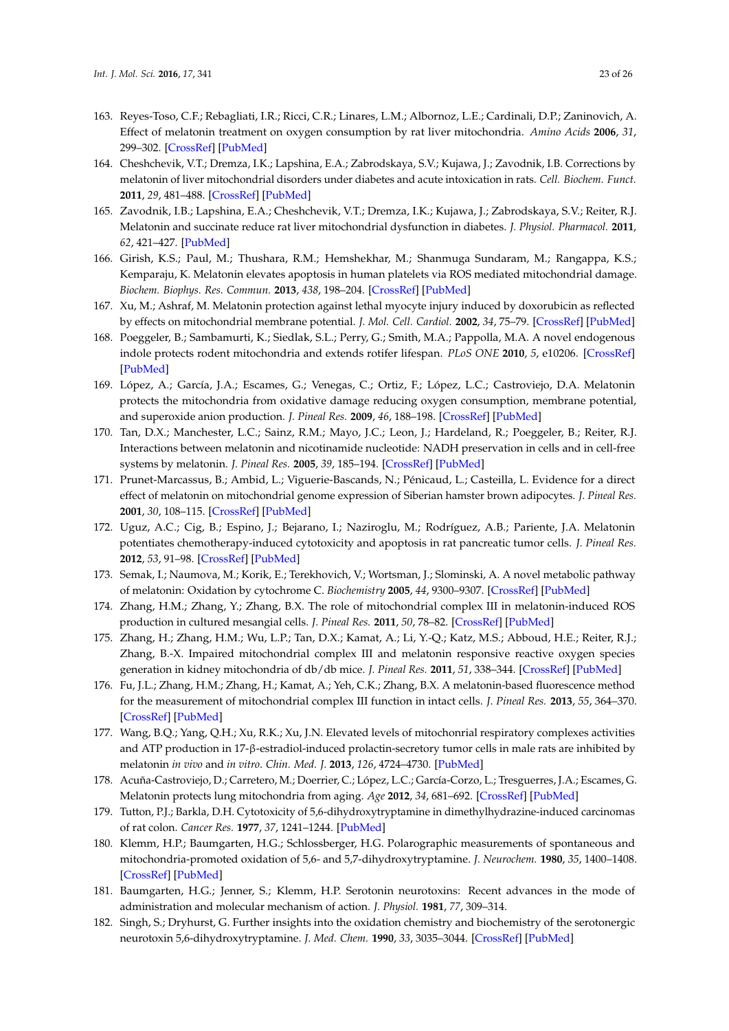163. Reyes-Toso, C.F.; Rebagliati, I.R.; Ricci, C.R.; Linares, L.M.; Albornoz, L.E.; Cardinali, D.P.; Zaninovich, A. Effect of melatonin treatment on oxygen consumption by rat liver mitochondria. *Amino Acids* **2006**, *31*, 299–302. [CrossRef] [PubMed]
164. Cheshchevik, V.T.; Dremza, I.K.; Lapshina, E.A.; Zabrodskaya, S.V.; Kujawa, J.; Zavodnik, I.B. Corrections by melatonin of liver mitochondrial disorders under diabetes and acute intoxication in rats. *Cell. Biochem. Funct.* **2011**, *29*, 481–488. [CrossRef] [PubMed]
165. Zavodnik, I.B.; Lapshina, E.A.; Cheshchevik, V.T.; Dremza, I.K.; Kujawa, J.; Zabrodskaya, S.V.; Reiter, R.J. Melatonin and succinate reduce rat liver mitochondrial dysfunction in diabetes. *J. Physiol. Pharmacol.* **2011**, *62*, 421–427. [PubMed]
166. Girish, K.S.; Paul, M.; Thushara, R.M.; Hemshekhar, M.; Shanmuga Sundaram, M.; Rangappa, K.S.; Kemparaju, K. Melatonin elevates apoptosis in human platelets via ROS mediated mitochondrial damage. *Biochem. Biophys. Res. Commun.* **2013**, *438*, 198–204. [CrossRef] [PubMed]
167. Xu, M.; Ashraf, M. Melatonin protection against lethal myocyte injury induced by doxorubicin as reflected by effects on mitochondrial membrane potential. *J. Mol. Cell. Cardiol.* **2002**, *34*, 75–79. [CrossRef] [PubMed]
168. Poeggeler, B.; Sambamurti, K.; Siedlak, S.L.; Perry, G.; Smith, M.A.; Pappolla, M.A. A novel endogenous indole protects rodent mitochondria and extends rotifer lifespan. *PLoS ONE* **2010**, *5*, e10206. [CrossRef] [PubMed]
169. López, A.; García, J.A.; Escames, G.; Venegas, C.; Ortiz, F.; López, L.C.; Castroviejo, D.A. Melatonin protects the mitochondria from oxidative damage reducing oxygen consumption, membrane potential, and superoxide anion production. *J. Pineal Res.* **2009**, *46*, 188–198. [CrossRef] [PubMed]
170. Tan, D.X.; Manchester, L.C.; Sainz, R.M.; Mayo, J.C.; Leon, J.; Hardeland, R.; Poeggeler, B.; Reiter, R.J. Interactions between melatonin and nicotinamide nucleotide: NADH preservation in cells and in cell-free systems by melatonin. *J. Pineal Res.* **2005**, *39*, 185–194. [CrossRef] [PubMed]
171. Prunet-Marcassus, B.; Ambid, L.; Viguerie-Bascands, N.; Pénicaud, L.; Casteilla, L. Evidence for a direct effect of melatonin on mitochondrial genome expression of Siberian hamster brown adipocytes. *J. Pineal Res.* **2001**, *30*, 108–115. [CrossRef] [PubMed]
172. Uguz, A.C.; Cig, B.; Espino, J.; Bejarano, I.; Naziroglu, M.; Rodríguez, A.B.; Pariente, J.A. Melatonin potentiates chemotherapy-induced cytotoxicity and apoptosis in rat pancreatic tumor cells. *J. Pineal Res.* **2012**, *53*, 91–98. [CrossRef] [PubMed]
173. Semak, I.; Naumova, M.; Korik, E.; Terekhovich, V.; Wortsman, J.; Slominski, A. A novel metabolic pathway of melatonin: Oxidation by cytochrome C. *Biochemistry* **2005**, *44*, 9300–9307. [CrossRef] [PubMed]
174. Zhang, H.M.; Zhang, Y.; Zhang, B.X. The role of mitochondrial complex III in melatonin-induced ROS production in cultured mesangial cells. *J. Pineal Res.* **2011**, *50*, 78–82. [CrossRef] [PubMed]
175. Zhang, H.; Zhang, H.M.; Wu, L.P.; Tan, D.X.; Kamat, A.; Li, Y.-Q.; Katz, M.S.; Abboud, H.E.; Reiter, R.J.; Zhang, B.-X. Impaired mitochondrial complex III and melatonin responsive reactive oxygen species generation in kidney mitochondria of db/db mice. *J. Pineal Res.* **2011**, *51*, 338–344. [CrossRef] [PubMed]
176. Fu, J.L.; Zhang, H.M.; Zhang, H.; Kamat, A.; Yeh, C.K.; Zhang, B.X. A melatonin-based fluorescence method for the measurement of mitochondrial complex III function in intact cells. *J. Pineal Res.* **2013**, *55*, 364–370. [CrossRef] [PubMed]
177. Wang, B.Q.; Yang, Q.H.; Xu, R.K.; Xu, J.N. Elevated levels of mitochonrial respiratory complexes activities and ATP production in 17-β-estradiol-induced prolactin-secretory tumor cells in male rats are inhibited by melatonin *in vivo* and *in vitro*. *Chin. Med. J.* **2013**, *126*, 4724–4730. [PubMed]
178. Acuña-Castroviejo, D.; Carretero, M.; Doerrier, C.; López, L.C.; García-Corzo, L.; Tresguerres, J.A.; Escames, G. Melatonin protects lung mitochondria from aging. *Age* **2012**, *34*, 681–692. [CrossRef] [PubMed]
179. Tutton, P.J.; Barkla, D.H. Cytotoxicity of 5,6-dihydroxytryptamine in dimethylhydrazine-induced carcinomas of rat colon. *Cancer Res.* **1977**, *37*, 1241–1244. [PubMed]
180. Klemm, H.P.; Baumgarten, H.G.; Schlossberger, H.G. Polarographic measurements of spontaneous and mitochondria-promoted oxidation of 5,6- and 5,7-dihydroxytryptamine. *J. Neurochem.* **1980**, *35*, 1400–1408. [CrossRef] [PubMed]
181. Baumgarten, H.G.; Jenner, S.; Klemm, H.P. Serotonin neurotoxins: Recent advances in the mode of administration and molecular mechanism of action. *J. Physiol.* **1981**, *77*, 309–314.
182. Singh, S.; Dryhurst, G. Further insights into the oxidation chemistry and biochemistry of the serotonergic neurotoxin 5,6-dihydroxytryptamine. *J. Med. Chem.* **1990**, *33*, 3035–3044. [CrossRef] [PubMed]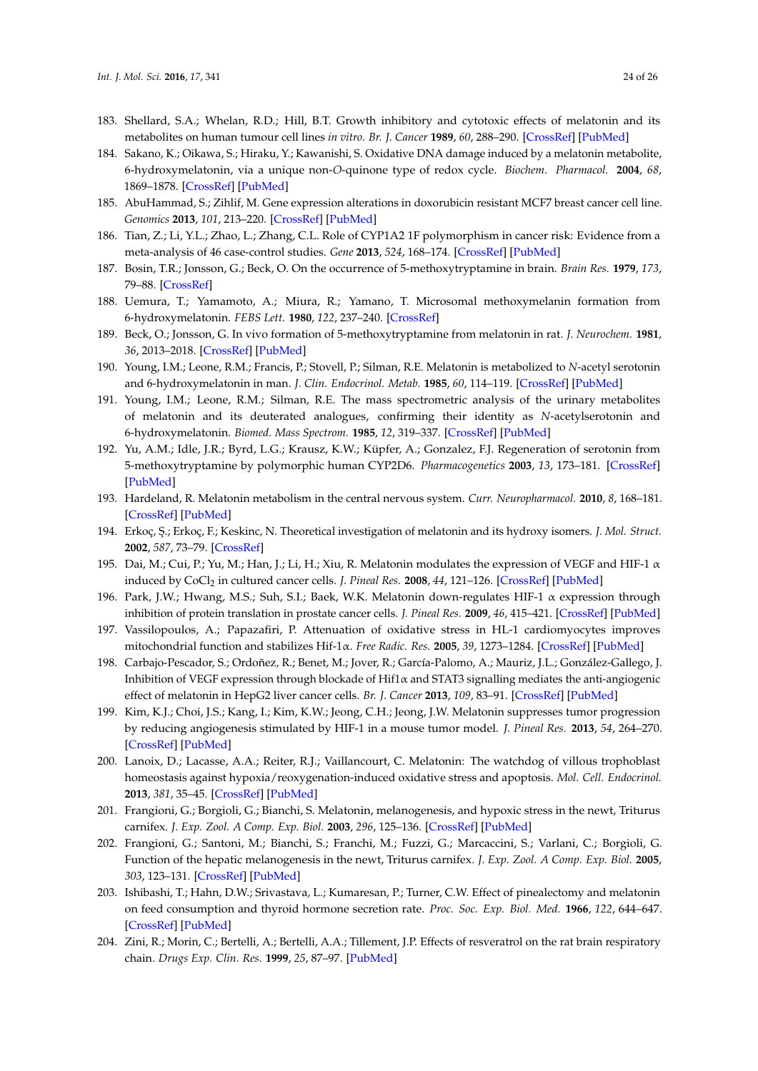183. Shellard, S.A.; Whelan, R.D.; Hill, B.T. Growth inhibitory and cytotoxic effects of melatonin and its metabolites on human tumour cell lines *in vitro*. *Br. J. Cancer* **1989**, *60*, 288–290. [CrossRef] [PubMed]
184. Sakano, K.; Oikawa, S.; Hiraku, Y.; Kawanishi, S. Oxidative DNA damage induced by a melatonin metabolite, 6-hydroxymelatonin, via a unique non-*O*-quinone type of redox cycle. *Biochem. Pharmacol.* **2004**, *68*, 1869–1878. [CrossRef] [PubMed]
185. AbuHammad, S.; Zihlif, M. Gene expression alterations in doxorubicin resistant MCF7 breast cancer cell line. *Genomics* **2013**, *101*, 213–220. [CrossRef] [PubMed]
186. Tian, Z.; Li, Y.L.; Zhao, L.; Zhang, C.L. Role of CYP1A2 1F polymorphism in cancer risk: Evidence from a meta-analysis of 46 case-control studies. *Gene* **2013**, *524*, 168–174. [CrossRef] [PubMed]
187. Bosin, T.R.; Jonsson, G.; Beck, O. On the occurrence of 5-methoxytryptamine in brain. *Brain Res.* **1979**, *173*, 79–88. [CrossRef]
188. Uemura, T.; Yamamoto, A.; Miura, R.; Yamano, T. Microsomal methoxymelanin formation from 6-hydroxymelatonin. *FEBS Lett.* **1980**, *122*, 237–240. [CrossRef]
189. Beck, O.; Jonsson, G. In vivo formation of 5-methoxytryptamine from melatonin in rat. *J. Neurochem.* **1981**, *36*, 2013–2018. [CrossRef] [PubMed]
190. Young, I.M.; Leone, R.M.; Francis, P.; Stovell, P.; Silman, R.E. Melatonin is metabolized to *N*-acetyl serotonin and 6-hydroxymelatonin in man. *J. Clin. Endocrinol. Metab.* **1985**, *60*, 114–119. [CrossRef] [PubMed]
191. Young, I.M.; Leone, R.M.; Silman, R.E. The mass spectrometric analysis of the urinary metabolites of melatonin and its deuterated analogues, confirming their identity as *N*-acetylserotonin and 6-hydroxymelatonin. *Biomed. Mass Spectrom.* **1985**, *12*, 319–337. [CrossRef] [PubMed]
192. Yu, A.M.; Idle, J.R.; Byrd, L.G.; Krausz, K.W.; Küpfer, A.; Gonzalez, F.J. Regeneration of serotonin from 5-methoxytryptamine by polymorphic human CYP2D6. *Pharmacogenetics* **2003**, *13*, 173–181. [CrossRef] [PubMed]
193. Hardeland, R. Melatonin metabolism in the central nervous system. *Curr. Neuropharmacol.* **2010**, *8*, 168–181. [CrossRef] [PubMed]
194. Erkoç, Ş.; Erkoç, F.; Keskinc, N. Theoretical investigation of melatonin and its hydroxy isomers. *J. Mol. Struct.* **2002**, *587*, 73–79. [CrossRef]
195. Dai, M.; Cui, P.; Yu, M.; Han, J.; Li, H.; Xiu, R. Melatonin modulates the expression of VEGF and HIF-1 α induced by $CoCl_2$ in cultured cancer cells. *J. Pineal Res.* **2008**, *44*, 121–126. [CrossRef] [PubMed]
196. Park, J.W.; Hwang, M.S.; Suh, S.I.; Baek, W.K. Melatonin down-regulates HIF-1 α expression through inhibition of protein translation in prostate cancer cells. *J. Pineal Res.* **2009**, *46*, 415–421. [CrossRef] [PubMed]
197. Vassilopoulos, A.; Papazafiri, P. Attenuation of oxidative stress in HL-1 cardiomyocytes improves mitochondrial function and stabilizes Hif-1α. *Free Radic. Res.* **2005**, *39*, 1273–1284. [CrossRef] [PubMed]
198. Carbajo-Pescador, S.; Ordoñez, R.; Benet, M.; Jover, R.; García-Palomo, A.; Mauriz, J.L.; González-Gallego, J. Inhibition of VEGF expression through blockade of Hif1α and STAT3 signalling mediates the anti-angiogenic effect of melatonin in HepG2 liver cancer cells. *Br. J. Cancer* **2013**, *109*, 83–91. [CrossRef] [PubMed]
199. Kim, K.J.; Choi, J.S.; Kang, I.; Kim, K.W.; Jeong, C.H.; Jeong, J.W. Melatonin suppresses tumor progression by reducing angiogenesis stimulated by HIF-1 in a mouse tumor model. *J. Pineal Res.* **2013**, *54*, 264–270. [CrossRef] [PubMed]
200. Lanoix, D.; Lacasse, A.A.; Reiter, R.J.; Vaillancourt, C. Melatonin: The watchdog of villous trophoblast homeostasis against hypoxia/reoxygenation-induced oxidative stress and apoptosis. *Mol. Cell. Endocrinol.* **2013**, *381*, 35–45. [CrossRef] [PubMed]
201. Frangioni, G.; Borgioli, G.; Bianchi, S. Melatonin, melanogenesis, and hypoxic stress in the newt, Triturus carnifex. *J. Exp. Zool. A Comp. Exp. Biol.* **2003**, *296*, 125–136. [CrossRef] [PubMed]
202. Frangioni, G.; Santoni, M.; Bianchi, S.; Franchi, M.; Fuzzi, G.; Marcaccini, S.; Varlani, C.; Borgioli, G. Function of the hepatic melanogenesis in the newt, Triturus carnifex. *J. Exp. Zool. A Comp. Exp. Biol.* **2005**, *303*, 123–131. [CrossRef] [PubMed]
203. Ishibashi, T.; Hahn, D.W.; Srivastava, L.; Kumaresan, P.; Turner, C.W. Effect of pinealectomy and melatonin on feed consumption and thyroid hormone secretion rate. *Proc. Soc. Exp. Biol. Med.* **1966**, *122*, 644–647. [CrossRef] [PubMed]
204. Zini, R.; Morin, C.; Bertelli, A.; Bertelli, A.A.; Tillement, J.P. Effects of resveratrol on the rat brain respiratory chain. *Drugs Exp. Clin. Res.* **1999**, *25*, 87–97. [PubMed]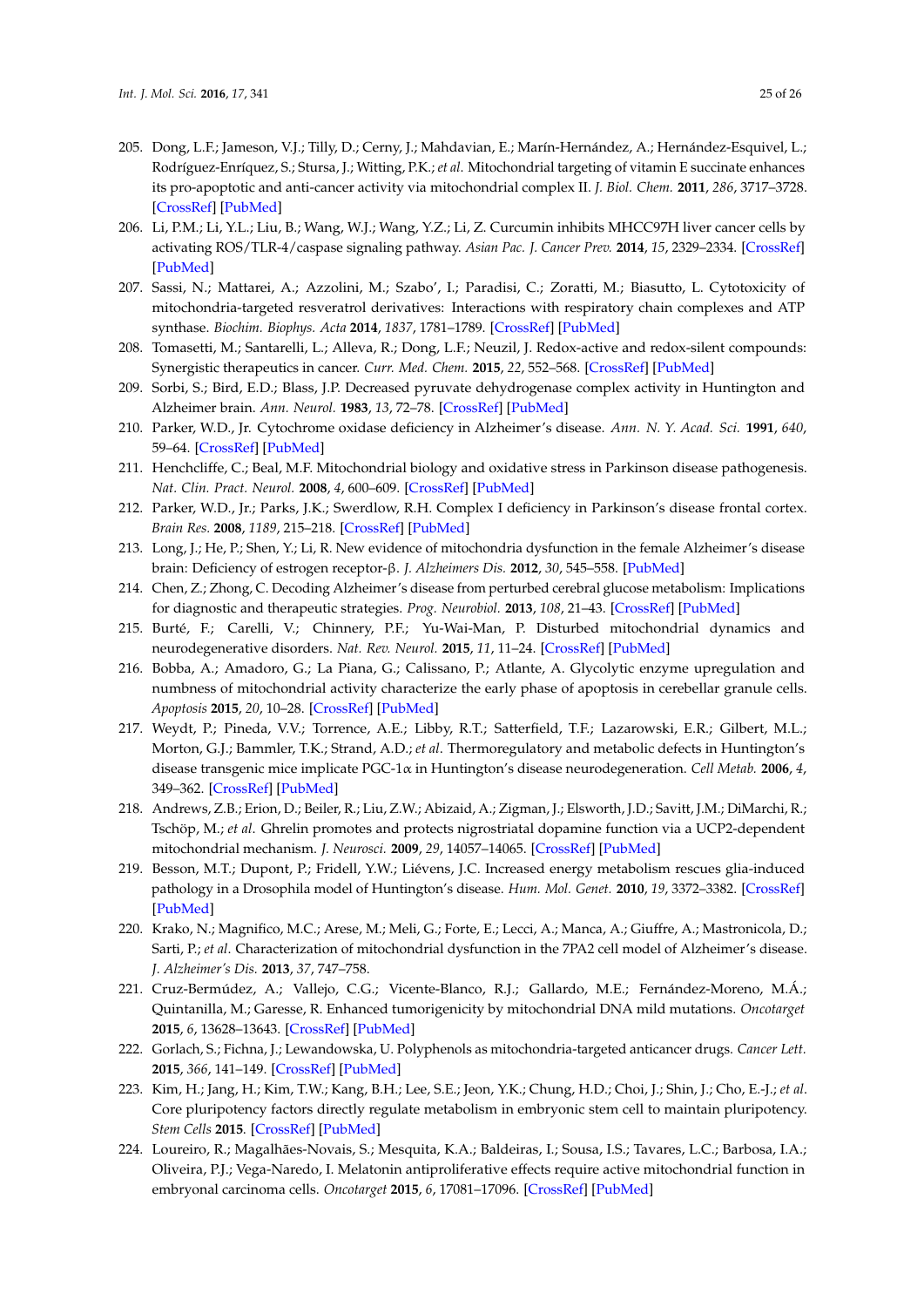205. Dong, L.F.; Jameson, V.J.; Tilly, D.; Cerny, J.; Mahdavian, E.; Marín-Hernández, A.; Hernández-Esquivel, L.; Rodríguez-Enríquez, S.; Stursa, J.; Witting, P.K.; *et al.* Mitochondrial targeting of vitamin E succinate enhances its pro-apoptotic and anti-cancer activity via mitochondrial complex II. *J. Biol. Chem.* **2011**, *286*, 3717–3728. [CrossRef] [PubMed]
206. Li, P.M.; Li, Y.L.; Liu, B.; Wang, W.J.; Wang, Y.Z.; Li, Z. Curcumin inhibits MHCC97H liver cancer cells by activating ROS/TLR-4/caspase signaling pathway. *Asian Pac. J. Cancer Prev.* **2014**, *15*, 2329–2334. [CrossRef] [PubMed]
207. Sassi, N.; Mattarei, A.; Azzolini, M.; Szabo', I.; Paradisi, C.; Zoratti, M.; Biasutto, L. Cytotoxicity of mitochondria-targeted resveratrol derivatives: Interactions with respiratory chain complexes and ATP synthase. *Biochim. Biophys. Acta* **2014**, *1837*, 1781–1789. [CrossRef] [PubMed]
208. Tomasetti, M.; Santarelli, L.; Alleva, R.; Dong, L.F.; Neuzil, J. Redox-active and redox-silent compounds: Synergistic therapeutics in cancer. *Curr. Med. Chem.* **2015**, *22*, 552–568. [CrossRef] [PubMed]
209. Sorbi, S.; Bird, E.D.; Blass, J.P. Decreased pyruvate dehydrogenase complex activity in Huntington and Alzheimer brain. *Ann. Neurol.* **1983**, *13*, 72–78. [CrossRef] [PubMed]
210. Parker, W.D., Jr. Cytochrome oxidase deficiency in Alzheimer's disease. *Ann. N. Y. Acad. Sci.* **1991**, *640*, 59–64. [CrossRef] [PubMed]
211. Henchcliffe, C.; Beal, M.F. Mitochondrial biology and oxidative stress in Parkinson disease pathogenesis. *Nat. Clin. Pract. Neurol.* **2008**, *4*, 600–609. [CrossRef] [PubMed]
212. Parker, W.D., Jr.; Parks, J.K.; Swerdlow, R.H. Complex I deficiency in Parkinson's disease frontal cortex. *Brain Res.* **2008**, *1189*, 215–218. [CrossRef] [PubMed]
213. Long, J.; He, P.; Shen, Y.; Li, R. New evidence of mitochondria dysfunction in the female Alzheimer's disease brain: Deficiency of estrogen receptor-β. *J. Alzheimers Dis.* **2012**, *30*, 545–558. [PubMed]
214. Chen, Z.; Zhong, C. Decoding Alzheimer's disease from perturbed cerebral glucose metabolism: Implications for diagnostic and therapeutic strategies. *Prog. Neurobiol.* **2013**, *108*, 21–43. [CrossRef] [PubMed]
215. Burté, F.; Carelli, V.; Chinnery, P.F.; Yu-Wai-Man, P. Disturbed mitochondrial dynamics and neurodegenerative disorders. *Nat. Rev. Neurol.* **2015**, *11*, 11–24. [CrossRef] [PubMed]
216. Bobba, A.; Amadoro, G.; La Piana, G.; Calissano, P.; Atlante, A. Glycolytic enzyme upregulation and numbness of mitochondrial activity characterize the early phase of apoptosis in cerebellar granule cells. *Apoptosis* **2015**, *20*, 10–28. [CrossRef] [PubMed]
217. Weydt, P.; Pineda, V.V.; Torrence, A.E.; Libby, R.T.; Satterfield, T.F.; Lazarowski, E.R.; Gilbert, M.L.; Morton, G.J.; Bammler, T.K.; Strand, A.D.; *et al.* Thermoregulatory and metabolic defects in Huntington's disease transgenic mice implicate PGC-1α in Huntington's disease neurodegeneration. *Cell Metab.* **2006**, *4*, 349–362. [CrossRef] [PubMed]
218. Andrews, Z.B.; Erion, D.; Beiler, R.; Liu, Z.W.; Abizaid, A.; Zigman, J.; Elsworth, J.D.; Savitt, J.M.; DiMarchi, R.; Tschöp, M.; *et al.* Ghrelin promotes and protects nigrostriatal dopamine function via a UCP2-dependent mitochondrial mechanism. *J. Neurosci.* **2009**, *29*, 14057–14065. [CrossRef] [PubMed]
219. Besson, M.T.; Dupont, P.; Fridell, Y.W.; Liévens, J.C. Increased energy metabolism rescues glia-induced pathology in a Drosophila model of Huntington's disease. *Hum. Mol. Genet.* **2010**, *19*, 3372–3382. [CrossRef] [PubMed]
220. Krako, N.; Magnifico, M.C.; Arese, M.; Meli, G.; Forte, E.; Lecci, A.; Manca, A.; Giuffre, A.; Mastronicola, D.; Sarti, P.; *et al.* Characterization of mitochondrial dysfunction in the 7PA2 cell model of Alzheimer's disease. *J. Alzheimer's Dis.* **2013**, *37*, 747–758.
221. Cruz-Bermúdez, A.; Vallejo, C.G.; Vicente-Blanco, R.J.; Gallardo, M.E.; Fernández-Moreno, M.Á.; Quintanilla, M.; Garesse, R. Enhanced tumorigenicity by mitochondrial DNA mild mutations. *Oncotarget* **2015**, *6*, 13628–13643. [CrossRef] [PubMed]
222. Gorlach, S.; Fichna, J.; Lewandowska, U. Polyphenols as mitochondria-targeted anticancer drugs. *Cancer Lett.* **2015**, *366*, 141–149. [CrossRef] [PubMed]
223. Kim, H.; Jang, H.; Kim, T.W.; Kang, B.H.; Lee, S.E.; Jeon, Y.K.; Chung, H.D.; Choi, J.; Shin, J.; Cho, E.-J.; *et al.* Core pluripotency factors directly regulate metabolism in embryonic stem cell to maintain pluripotency. *Stem Cells* **2015**. [CrossRef] [PubMed]
224. Loureiro, R.; Magalhães-Novais, S.; Mesquita, K.A.; Baldeiras, I.; Sousa, I.S.; Tavares, L.C.; Barbosa, I.A.; Oliveira, P.J.; Vega-Naredo, I. Melatonin antiproliferative effects require active mitochondrial function in embryonal carcinoma cells. *Oncotarget* **2015**, *6*, 17081–17096. [CrossRef] [PubMed]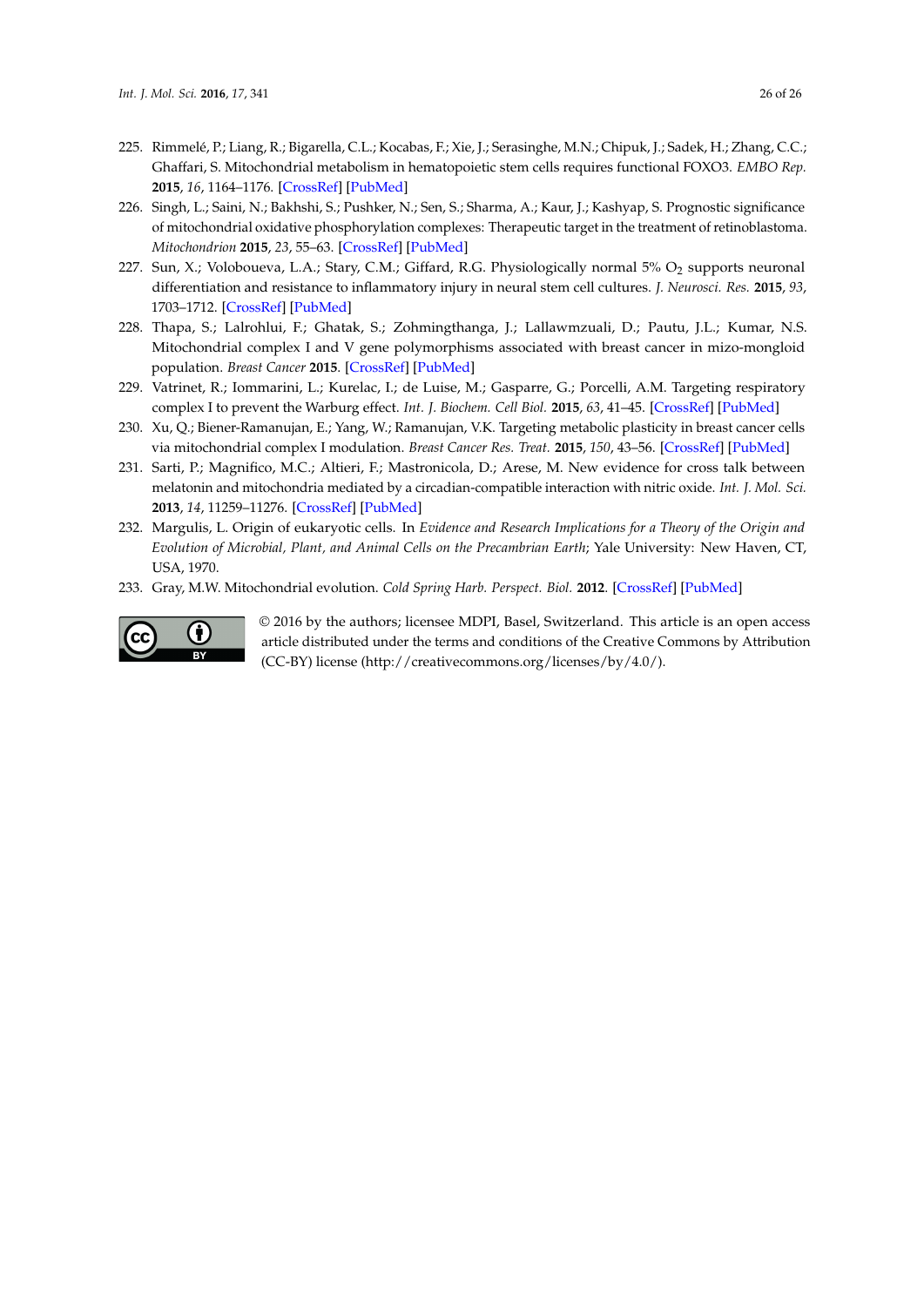225. Rimmelé, P.; Liang, R.; Bigarella, C.L.; Kocabas, F.; Xie, J.; Serasinghe, M.N.; Chipuk, J.; Sadek, H.; Zhang, C.C.; Ghaffari, S. Mitochondrial metabolism in hematopoietic stem cells requires functional FOXO3. *EMBO Rep.* **2015**, *16*, 1164–1176. [CrossRef] [PubMed]
226. Singh, L.; Saini, N.; Bakhshi, S.; Pushker, N.; Sen, S.; Sharma, A.; Kaur, J.; Kashyap, S. Prognostic significance of mitochondrial oxidative phosphorylation complexes: Therapeutic target in the treatment of retinoblastoma. *Mitochondrion* **2015**, *23*, 55–63. [CrossRef] [PubMed]
227. Sun, X.; Voloboueva, L.A.; Stary, C.M.; Giffard, R.G. Physiologically normal 5% $O_2$ supports neuronal differentiation and resistance to inflammatory injury in neural stem cell cultures. *J. Neurosci. Res.* **2015**, *93*, 1703–1712. [CrossRef] [PubMed]
228. Thapa, S.; Lalrohlui, F.; Ghatak, S.; Zohmingthanga, J.; Lallawmzuali, D.; Pautu, J.L.; Kumar, N.S. Mitochondrial complex I and V gene polymorphisms associated with breast cancer in mizo-mongloid population. *Breast Cancer* **2015**. [CrossRef] [PubMed]
229. Vatrinet, R.; Iommarini, L.; Kurelac, I.; de Luise, M.; Gasparre, G.; Porcelli, A.M. Targeting respiratory complex I to prevent the Warburg effect. *Int. J. Biochem. Cell Biol.* **2015**, *63*, 41–45. [CrossRef] [PubMed]
230. Xu, Q.; Biener-Ramanujan, E.; Yang, W.; Ramanujan, V.K. Targeting metabolic plasticity in breast cancer cells via mitochondrial complex I modulation. *Breast Cancer Res. Treat.* **2015**, *150*, 43–56. [CrossRef] [PubMed]
231. Sarti, P.; Magnifico, M.C.; Altieri, F.; Mastronicola, D.; Arese, M. New evidence for cross talk between melatonin and mitochondria mediated by a circadian-compatible interaction with nitric oxide. *Int. J. Mol. Sci.* **2013**, *14*, 11259–11276. [CrossRef] [PubMed]
232. Margulis, L. Origin of eukaryotic cells. In *Evidence and Research Implications for a Theory of the Origin and Evolution of Microbial, Plant, and Animal Cells on the Precambrian Earth*; Yale University: New Haven, CT, USA, 1970.
233. Gray, M.W. Mitochondrial evolution. *Cold Spring Harb. Perspect. Biol.* **2012**. [CrossRef] [PubMed]

© 2016 by the authors; licensee MDPI, Basel, Switzerland. This article is an open access article distributed under the terms and conditions of the Creative Commons by Attribution (CC-BY) license (http://creativecommons.org/licenses/by/4.0/).